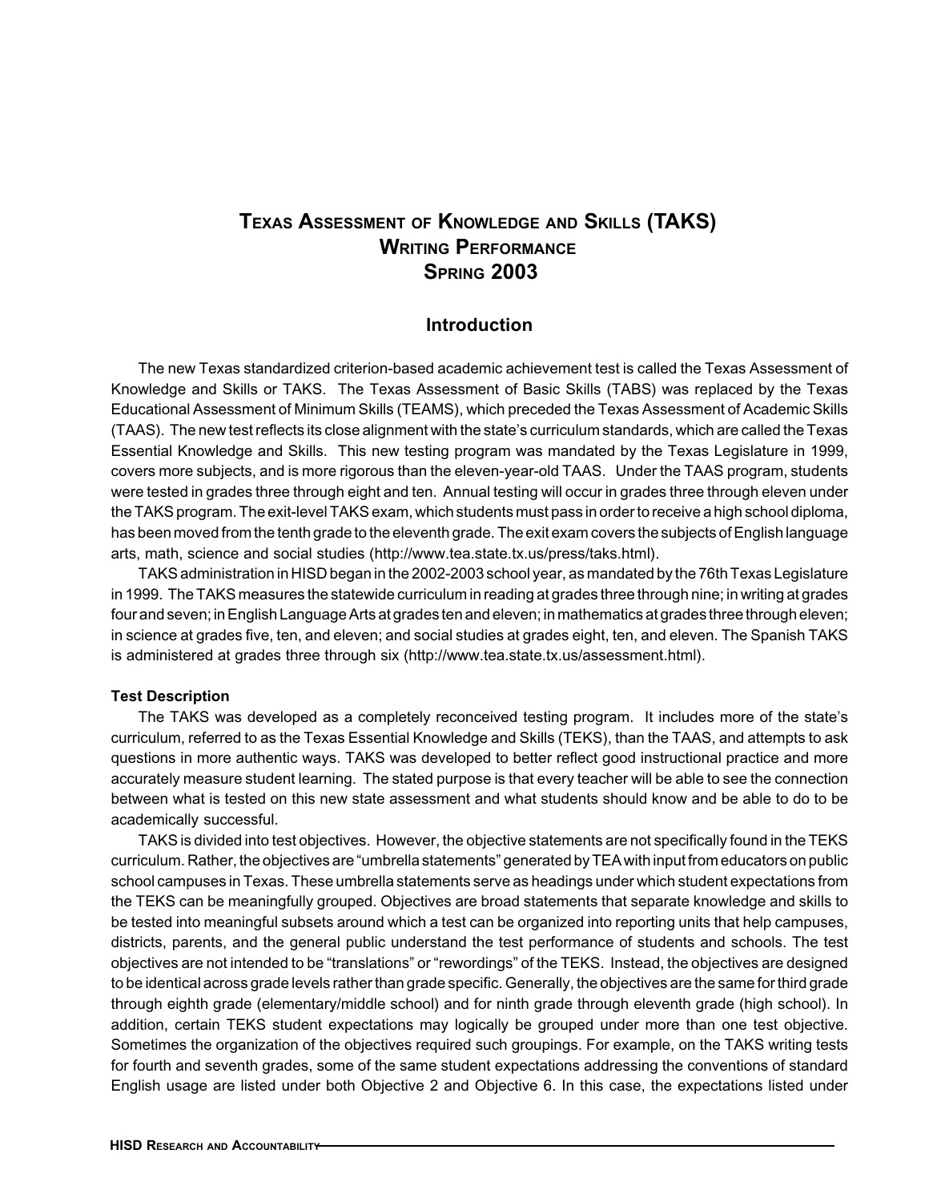# Texas Assessment of Knowledge and Skills (TAKS) Writing Performance Spring 2003

## Introduction

The new Texas standardized criterion-based academic achievement test is called the Texas Assessment of Knowledge and Skills or TAKS. The Texas Assessment of Basic Skills (TABS) was replaced by the Texas Educational Assessment of Minimum Skills (TEAMS), which preceded the Texas Assessment of Academic Skills (TAAS). The new test reflects its close alignment with the state's curriculum standards, which are called the Texas Essential Knowledge and Skills. This new testing program was mandated by the Texas Legislature in 1999, covers more subjects, and is more rigorous than the eleven-year-old TAAS. Under the TAAS program, students were tested in grades three through eight and ten. Annual testing will occur in grades three through eleven under the TAKS program. The exit-level TAKS exam, which students must pass in order to receive a high school diploma, has been moved from the tenth grade to the eleventh grade. The exit exam covers the subjects of English language arts, math, science and social studies (http://www.tea.state.tx.us/press/taks.html).

TAKS administration in HISD began in the 2002-2003 school year, as mandated by the 76th Texas Legislature in 1999. The TAKS measures the statewide curriculum in reading at grades three through nine; in writing at grades four and seven; in English Language Arts at grades ten and eleven; in mathematics at grades three through eleven; in science at grades five, ten, and eleven; and social studies at grades eight, ten, and eleven. The Spanish TAKS is administered at grades three through six (http://www.tea.state.tx.us/assessment.html).

**Test Description**

The TAKS was developed as a completely reconceived testing program. It includes more of the state's curriculum, referred to as the Texas Essential Knowledge and Skills (TEKS), than the TAAS, and attempts to ask questions in more authentic ways. TAKS was developed to better reflect good instructional practice and more accurately measure student learning. The stated purpose is that every teacher will be able to see the connection between what is tested on this new state assessment and what students should know and be able to do to be academically successful.

TAKS is divided into test objectives. However, the objective statements are not specifically found in the TEKS curriculum. Rather, the objectives are "umbrella statements" generated by TEA with input from educators on public school campuses in Texas. These umbrella statements serve as headings under which student expectations from the TEKS can be meaningfully grouped. Objectives are broad statements that separate knowledge and skills to be tested into meaningful subsets around which a test can be organized into reporting units that help campuses, districts, parents, and the general public understand the test performance of students and schools. The test objectives are not intended to be "translations" or "rewordings" of the TEKS. Instead, the objectives are designed to be identical across grade levels rather than grade specific. Generally, the objectives are the same for third grade through eighth grade (elementary/middle school) and for ninth grade through eleventh grade (high school). In addition, certain TEKS student expectations may logically be grouped under more than one test objective. Sometimes the organization of the objectives required such groupings. For example, on the TAKS writing tests for fourth and seventh grades, some of the same student expectations addressing the conventions of standard English usage are listed under both Objective 2 and Objective 6. In this case, the expectations listed under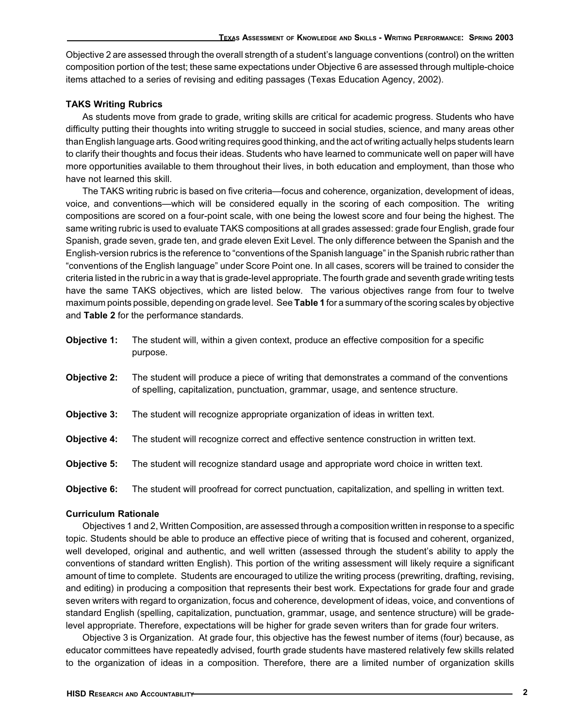Objective 2 are assessed through the overall strength of a student's language conventions (control) on the written composition portion of the test; these same expectations under Objective 6 are assessed through multiple-choice items attached to a series of revising and editing passages (Texas Education Agency, 2002).

**TAKS Writing Rubrics**

As students move from grade to grade, writing skills are critical for academic progress. Students who have difficulty putting their thoughts into writing struggle to succeed in social studies, science, and many areas other than English language arts. Good writing requires good thinking, and the act of writing actually helps students learn to clarify their thoughts and focus their ideas. Students who have learned to communicate well on paper will have more opportunities available to them throughout their lives, in both education and employment, than those who have not learned this skill.

The TAKS writing rubric is based on five criteria—focus and coherence, organization, development of ideas, voice, and conventions—which will be considered equally in the scoring of each composition. The writing compositions are scored on a four-point scale, with one being the lowest score and four being the highest. The same writing rubric is used to evaluate TAKS compositions at all grades assessed: grade four English, grade four Spanish, grade seven, grade ten, and grade eleven Exit Level. The only difference between the Spanish and the English-version rubrics is the reference to "conventions of the Spanish language" in the Spanish rubric rather than "conventions of the English language" under Score Point one. In all cases, scorers will be trained to consider the criteria listed in the rubric in a way that is grade-level appropriate. The fourth grade and seventh grade writing tests have the same TAKS objectives, which are listed below. The various objectives range from four to twelve maximum points possible, depending on grade level. See **Table 1** for a summary of the scoring scales by objective and **Table 2** for the performance standards.

**Objective 1:** The student will, within a given context, produce an effective composition for a specific purpose.

**Objective 2:** The student will produce a piece of writing that demonstrates a command of the conventions of spelling, capitalization, punctuation, grammar, usage, and sentence structure.

**Objective 3:** The student will recognize appropriate organization of ideas in written text.

**Objective 4:** The student will recognize correct and effective sentence construction in written text.

**Objective 5:** The student will recognize standard usage and appropriate word choice in written text.

**Objective 6:** The student will proofread for correct punctuation, capitalization, and spelling in written text.

**Curriculum Rationale**

Objectives 1 and 2, Written Composition, are assessed through a composition written in response to a specific topic. Students should be able to produce an effective piece of writing that is focused and coherent, organized, well developed, original and authentic, and well written (assessed through the student's ability to apply the conventions of standard written English). This portion of the writing assessment will likely require a significant amount of time to complete. Students are encouraged to utilize the writing process (prewriting, drafting, revising, and editing) in producing a composition that represents their best work. Expectations for grade four and grade seven writers with regard to organization, focus and coherence, development of ideas, voice, and conventions of standard English (spelling, capitalization, punctuation, grammar, usage, and sentence structure) will be grade-level appropriate. Therefore, expectations will be higher for grade seven writers than for grade four writers.

Objective 3 is Organization. At grade four, this objective has the fewest number of items (four) because, as educator committees have repeatedly advised, fourth grade students have mastered relatively few skills related to the organization of ideas in a composition. Therefore, there are a limited number of organization skills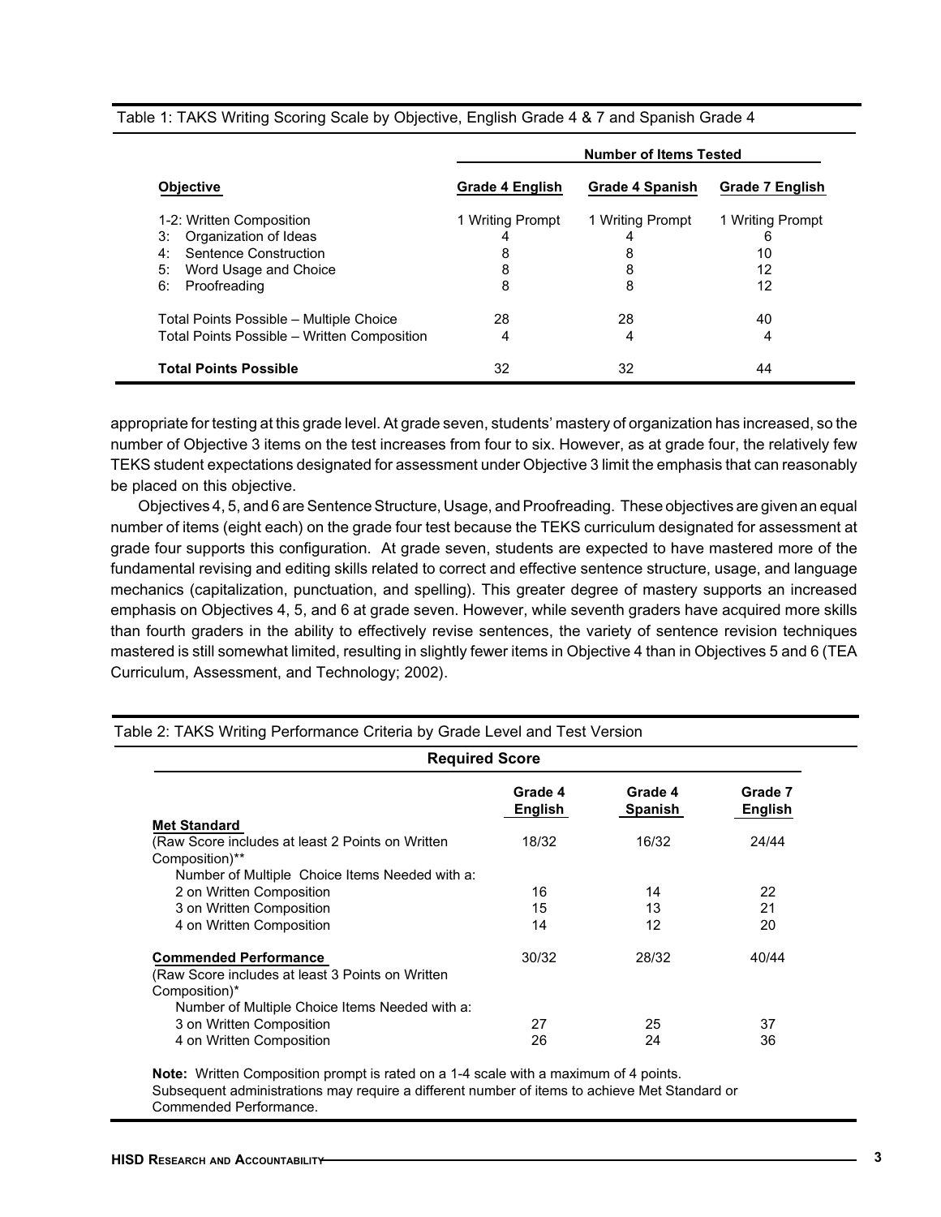Table 1: TAKS Writing Scoring Scale by Objective, English Grade 4 & 7 and Spanish Grade 4

| | Number of Items Tested | | |
|---|---|---|---|
| **Objective** | **Grade 4 English** | **Grade 4 Spanish** | **Grade 7 English** |
| 1-2: Written Composition | 1 Writing Prompt | 1 Writing Prompt | 1 Writing Prompt |
| 3: Organization of Ideas | 4 | 4 | 6 |
| 4: Sentence Construction | 8 | 8 | 10 |
| 5: Word Usage and Choice | 8 | 8 | 12 |
| 6: Proofreading | 8 | 8 | 12 |
| Total Points Possible – Multiple Choice | 28 | 28 | 40 |
| Total Points Possible – Written Composition | 4 | 4 | 4 |
| **Total Points Possible** | 32 | 32 | 44 |

appropriate for testing at this grade level. At grade seven, students' mastery of organization has increased, so the number of Objective 3 items on the test increases from four to six. However, as at grade four, the relatively few TEKS student expectations designated for assessment under Objective 3 limit the emphasis that can reasonably be placed on this objective.

Objectives 4, 5, and 6 are Sentence Structure, Usage, and Proofreading. These objectives are given an equal number of items (eight each) on the grade four test because the TEKS curriculum designated for assessment at grade four supports this configuration. At grade seven, students are expected to have mastered more of the fundamental revising and editing skills related to correct and effective sentence structure, usage, and language mechanics (capitalization, punctuation, and spelling). This greater degree of mastery supports an increased emphasis on Objectives 4, 5, and 6 at grade seven. However, while seventh graders have acquired more skills than fourth graders in the ability to effectively revise sentences, the variety of sentence revision techniques mastered is still somewhat limited, resulting in slightly fewer items in Objective 4 than in Objectives 5 and 6 (TEA Curriculum, Assessment, and Technology; 2002).

Table 2: TAKS Writing Performance Criteria by Grade Level and Test Version

| Required Score | | | |
|---|---|---|---|
| | **Grade 4 English** | **Grade 4 Spanish** | **Grade 7 English** |
| **Met Standard** (Raw Score includes at least 2 Points on Written Composition)** | 18/32 | 16/32 | 24/44 |
| Number of Multiple Choice Items Needed with a: | | | |
| 2 on Written Composition | 16 | 14 | 22 |
| 3 on Written Composition | 15 | 13 | 21 |
| 4 on Written Composition | 14 | 12 | 20 |
| **Commended Performance** (Raw Score includes at least 3 Points on Written Composition)* | 30/32 | 28/32 | 40/44 |
| Number of Multiple Choice Items Needed with a: | | | |
| 3 on Written Composition | 27 | 25 | 37 |
| 4 on Written Composition | 26 | 24 | 36 |

**Note:** Written Composition prompt is rated on a 1-4 scale with a maximum of 4 points. Subsequent administrations may require a different number of items to achieve Met Standard or Commended Performance.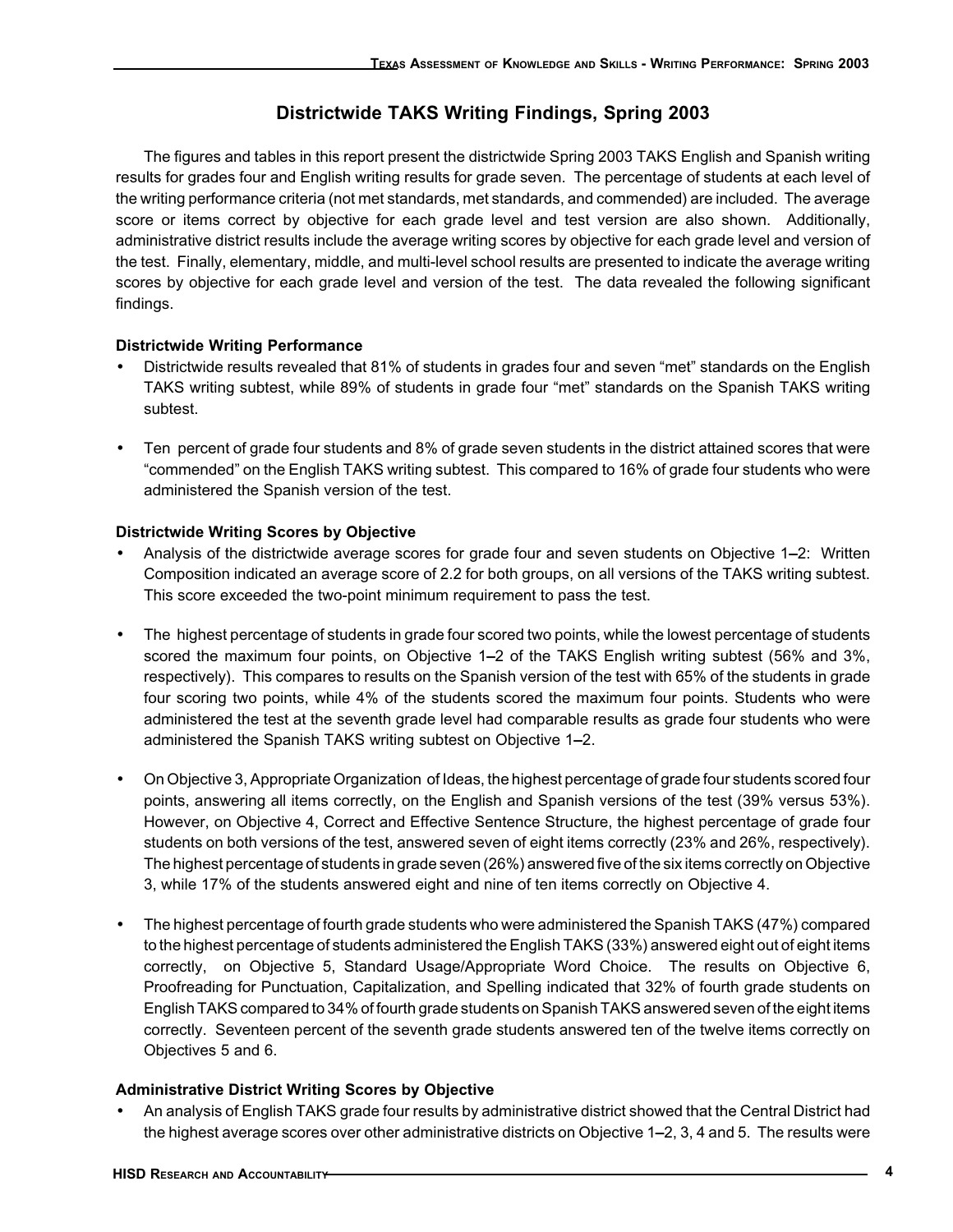## Districtwide TAKS Writing Findings, Spring 2003

The figures and tables in this report present the districtwide Spring 2003 TAKS English and Spanish writing results for grades four and English writing results for grade seven. The percentage of students at each level of the writing performance criteria (not met standards, met standards, and commended) are included. The average score or items correct by objective for each grade level and test version are also shown. Additionally, administrative district results include the average writing scores by objective for each grade level and version of the test. Finally, elementary, middle, and multi-level school results are presented to indicate the average writing scores by objective for each grade level and version of the test. The data revealed the following significant findings.

**Districtwide Writing Performance**

- Districtwide results revealed that 81% of students in grades four and seven "met" standards on the English TAKS writing subtest, while 89% of students in grade four "met" standards on the Spanish TAKS writing subtest.

- Ten percent of grade four students and 8% of grade seven students in the district attained scores that were "commended" on the English TAKS writing subtest. This compared to 16% of grade four students who were administered the Spanish version of the test.

**Districtwide Writing Scores by Objective**

- Analysis of the districtwide average scores for grade four and seven students on Objective 1–2: Written Composition indicated an average score of 2.2 for both groups, on all versions of the TAKS writing subtest. This score exceeded the two-point minimum requirement to pass the test.

- The highest percentage of students in grade four scored two points, while the lowest percentage of students scored the maximum four points, on Objective 1–2 of the TAKS English writing subtest (56% and 3%, respectively). This compares to results on the Spanish version of the test with 65% of the students in grade four scoring two points, while 4% of the students scored the maximum four points. Students who were administered the test at the seventh grade level had comparable results as grade four students who were administered the Spanish TAKS writing subtest on Objective 1–2.

- On Objective 3, Appropriate Organization of Ideas, the highest percentage of grade four students scored four points, answering all items correctly, on the English and Spanish versions of the test (39% versus 53%). However, on Objective 4, Correct and Effective Sentence Structure, the highest percentage of grade four students on both versions of the test, answered seven of eight items correctly (23% and 26%, respectively). The highest percentage of students in grade seven (26%) answered five of the six items correctly on Objective 3, while 17% of the students answered eight and nine of ten items correctly on Objective 4.

- The highest percentage of fourth grade students who were administered the Spanish TAKS (47%) compared to the highest percentage of students administered the English TAKS (33%) answered eight out of eight items correctly, on Objective 5, Standard Usage/Appropriate Word Choice. The results on Objective 6, Proofreading for Punctuation, Capitalization, and Spelling indicated that 32% of fourth grade students on English TAKS compared to 34% of fourth grade students on Spanish TAKS answered seven of the eight items correctly. Seventeen percent of the seventh grade students answered ten of the twelve items correctly on Objectives 5 and 6.

**Administrative District Writing Scores by Objective**

- An analysis of English TAKS grade four results by administrative district showed that the Central District had the highest average scores over other administrative districts on Objective 1–2, 3, 4 and 5. The results were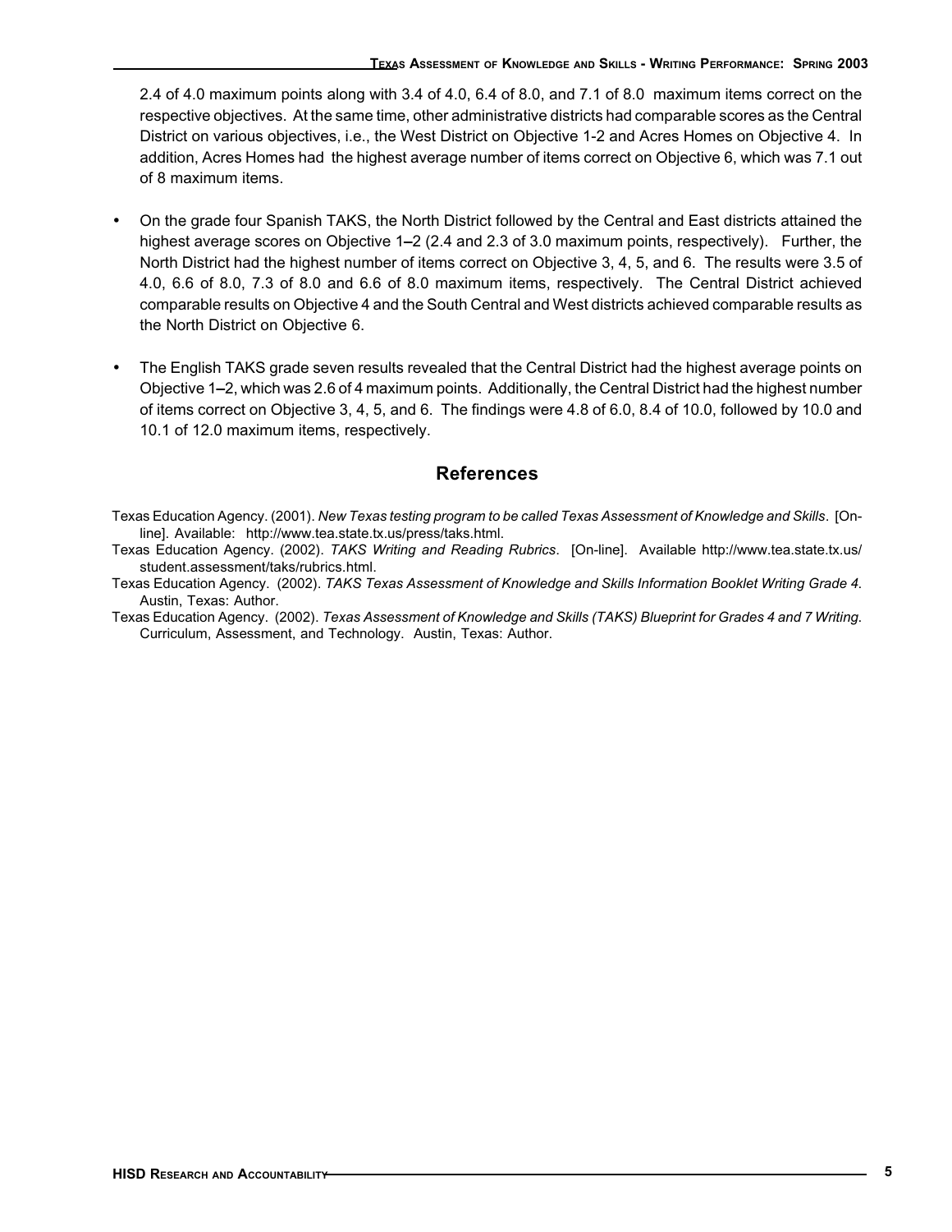2.4 of 4.0 maximum points along with 3.4 of 4.0, 6.4 of 8.0, and 7.1 of 8.0 maximum items correct on the respective objectives. At the same time, other administrative districts had comparable scores as the Central District on various objectives, i.e., the West District on Objective 1-2 and Acres Homes on Objective 4. In addition, Acres Homes had the highest average number of items correct on Objective 6, which was 7.1 out of 8 maximum items.

- On the grade four Spanish TAKS, the North District followed by the Central and East districts attained the highest average scores on Objective 1–2 (2.4 and 2.3 of 3.0 maximum points, respectively). Further, the North District had the highest number of items correct on Objective 3, 4, 5, and 6. The results were 3.5 of 4.0, 6.6 of 8.0, 7.3 of 8.0 and 6.6 of 8.0 maximum items, respectively. The Central District achieved comparable results on Objective 4 and the South Central and West districts achieved comparable results as the North District on Objective 6.

- The English TAKS grade seven results revealed that the Central District had the highest average points on Objective 1–2, which was 2.6 of 4 maximum points. Additionally, the Central District had the highest number of items correct on Objective 3, 4, 5, and 6. The findings were 4.8 of 6.0, 8.4 of 10.0, followed by 10.0 and 10.1 of 12.0 maximum items, respectively.

## References

Texas Education Agency. (2001). *New Texas testing program to be called Texas Assessment of Knowledge and Skills*. [On-line]. Available: http://www.tea.state.tx.us/press/taks.html.

Texas Education Agency. (2002). *TAKS Writing and Reading Rubrics*. [On-line]. Available http://www.tea.state.tx.us/student.assessment/taks/rubrics.html.

Texas Education Agency. (2002). *TAKS Texas Assessment of Knowledge and Skills Information Booklet Writing Grade 4*. Austin, Texas: Author.

Texas Education Agency. (2002). *Texas Assessment of Knowledge and Skills (TAKS) Blueprint for Grades 4 and 7 Writing*. Curriculum, Assessment, and Technology. Austin, Texas: Author.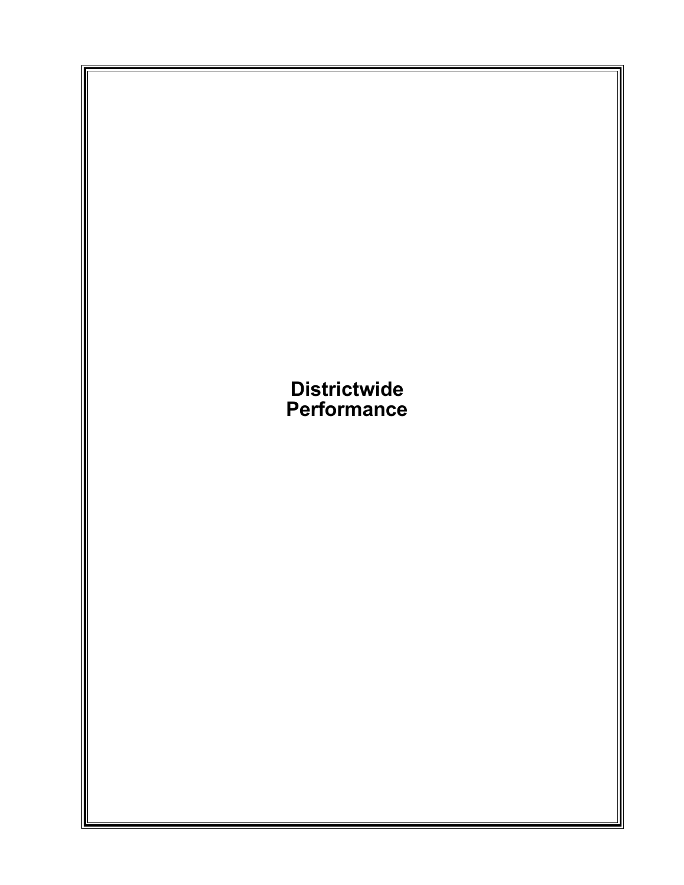# Districtwide Performance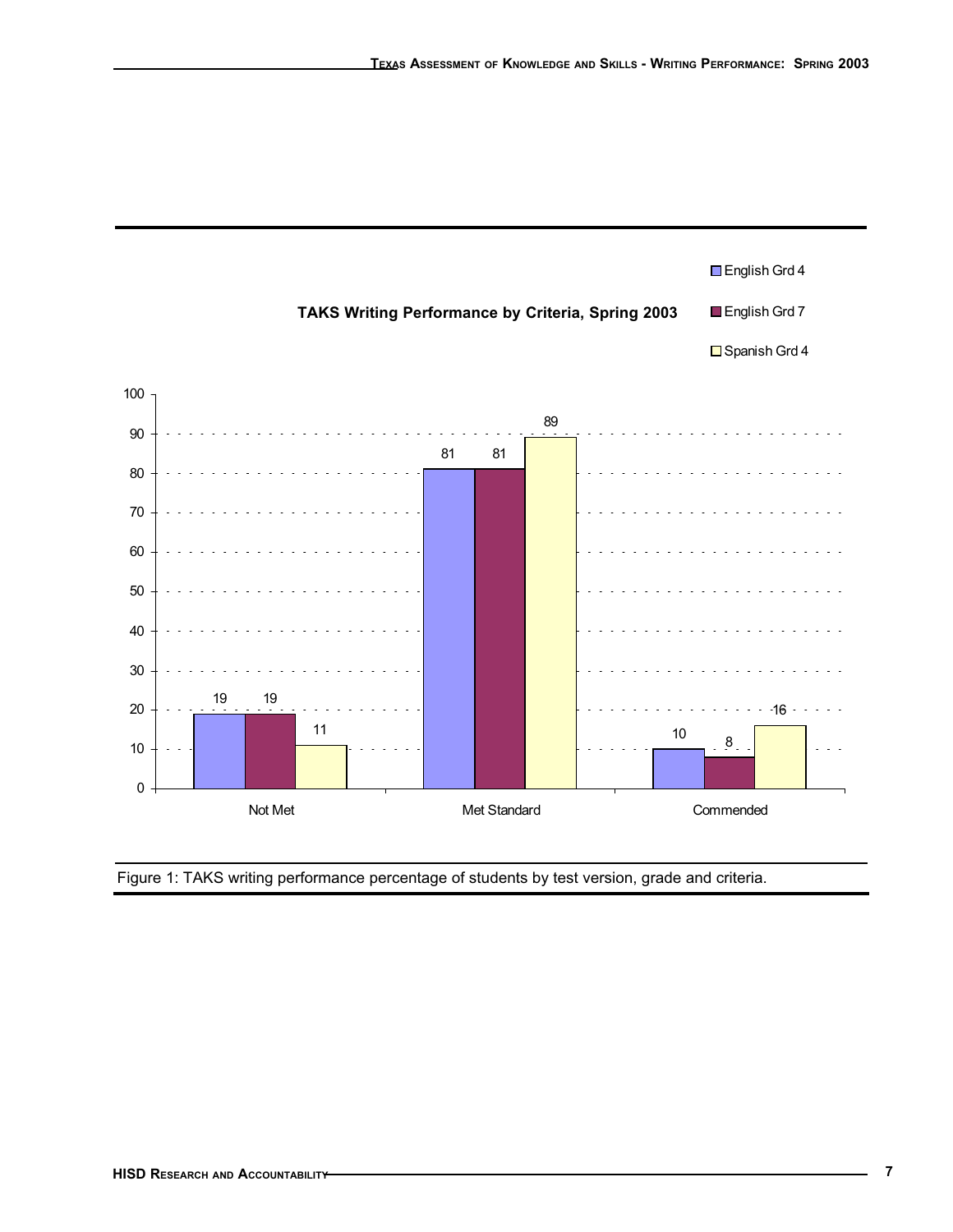**TAKS Writing Performance by Criteria, Spring 2003**

| | English Grd 4 | English Grd 7 | Spanish Grd 4 |
|---|---|---|---|
| Not Met | 19 | 19 | 11 |
| Met Standard | 81 | 81 | 89 |
| Commended | 10 | 8 | 16 |

Figure 1: TAKS writing performance percentage of students by test version, grade and criteria.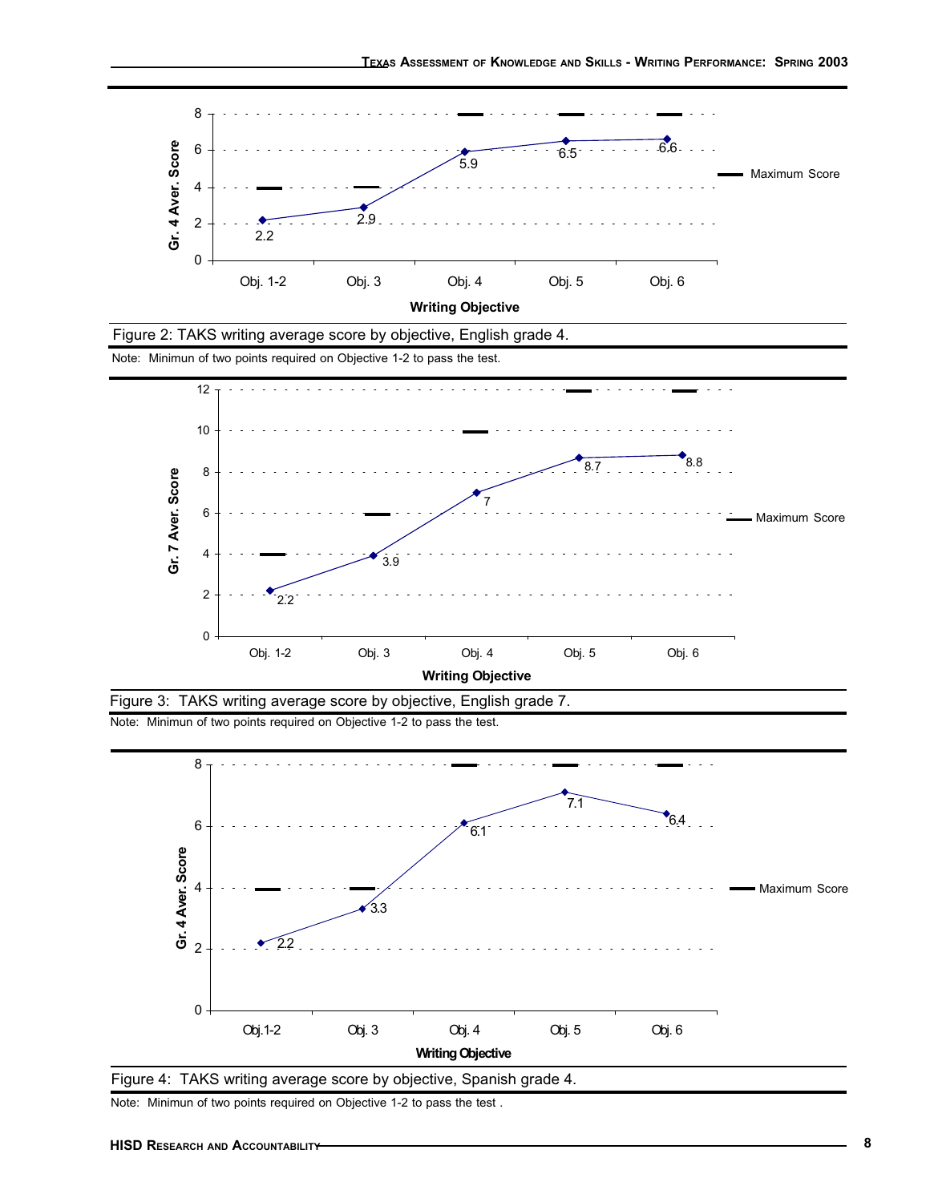| Writing Objective | Obj. 1-2 | Obj. 3 | Obj. 4 | Obj. 5 | Obj. 6 |
|---|---|---|---|---|---|
| Gr. 4 Aver. Score | 2.2 | 2.9 | 5.9 | 6.5 | 6.6 |
| Maximum Score | 4 | 4 | 8 | 8 | 8 |

Figure 2: TAKS writing average score by objective, English grade 4.

Note: Minimun of two points required on Objective 1-2 to pass the test.

| Writing Objective | Obj. 1-2 | Obj. 3 | Obj. 4 | Obj. 5 | Obj. 6 |
|---|---|---|---|---|---|
| Gr. 7 Aver. Score | 2.2 | 3.9 | 7 | 8.7 | 8.8 |
| Maximum Score | 4 | 6 | 10 | 12 | 12 |

Figure 3: TAKS writing average score by objective, English grade 7.

Note: Minimun of two points required on Objective 1-2 to pass the test.

| Writing Objective | Obj.1-2 | Obj. 3 | Obj. 4 | Obj. 5 | Obj. 6 |
|---|---|---|---|---|---|
| Gr. 4 Aver. Score | 2.2 | 3.3 | 6.1 | 7.1 | 6.4 |
| Maximum Score | 4 | 4 | 8 | 8 | 8 |

Figure 4: TAKS writing average score by objective, Spanish grade 4.

Note: Minimun of two points required on Objective 1-2 to pass the test .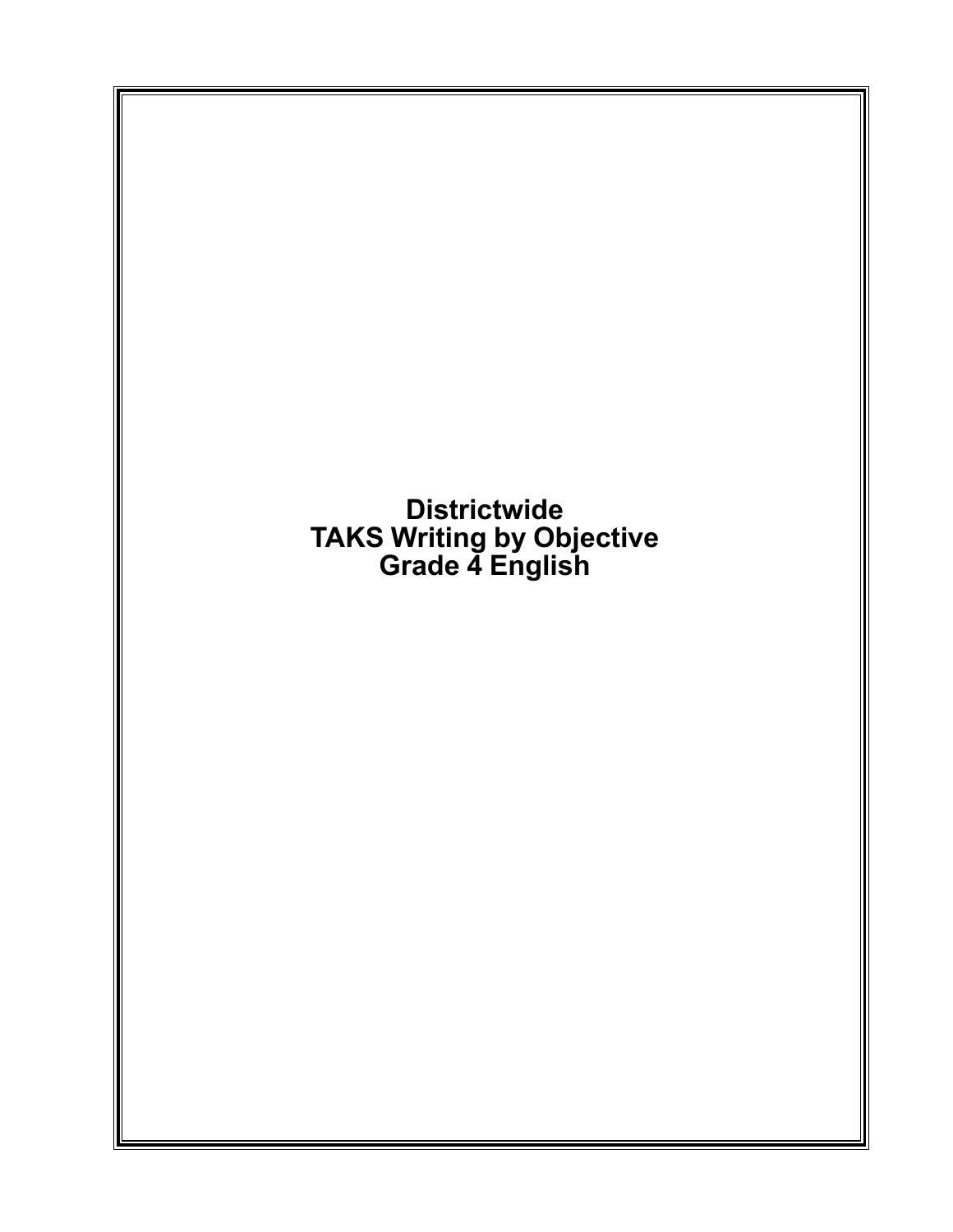# Districtwide
# TAKS Writing by Objective
# Grade 4 English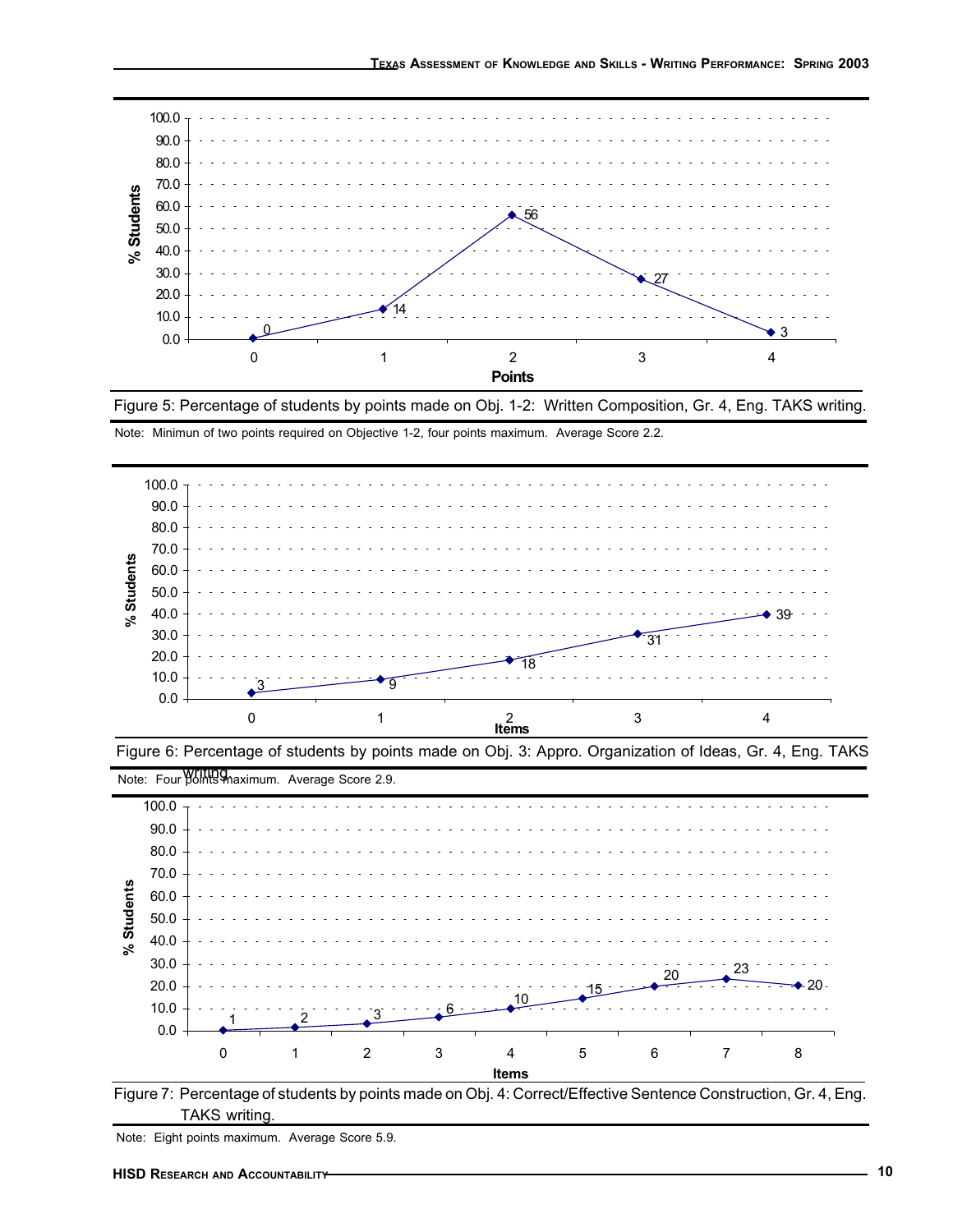| Points | % Students |
|---|---|
| 0 | 0 |
| 1 | 14 |
| 2 | 56 |
| 3 | 27 |
| 4 | 3 |

Figure 5: Percentage of students by points made on Obj. 1-2: Written Composition, Gr. 4, Eng. TAKS writing.

Note: Minimun of two points required on Objective 1-2, four points maximum. Average Score 2.2.

| Items | % Students |
|---|---|
| 0 | 3 |
| 1 | 9 |
| 2 | 18 |
| 3 | 31 |
| 4 | 39 |

Figure 6: Percentage of students by points made on Obj. 3: Appro. Organization of Ideas, Gr. 4, Eng. TAKS writing.

Note: Four points maximum. Average Score 2.9.

| Items | % Students |
|---|---|
| 0 | 1 |
| 1 | 2 |
| 2 | 3 |
| 3 | 6 |
| 4 | 10 |
| 5 | 15 |
| 6 | 20 |
| 7 | 23 |
| 8 | 20 |

Figure 7: Percentage of students by points made on Obj. 4: Correct/Effective Sentence Construction, Gr. 4, Eng. TAKS writing.

Note: Eight points maximum. Average Score 5.9.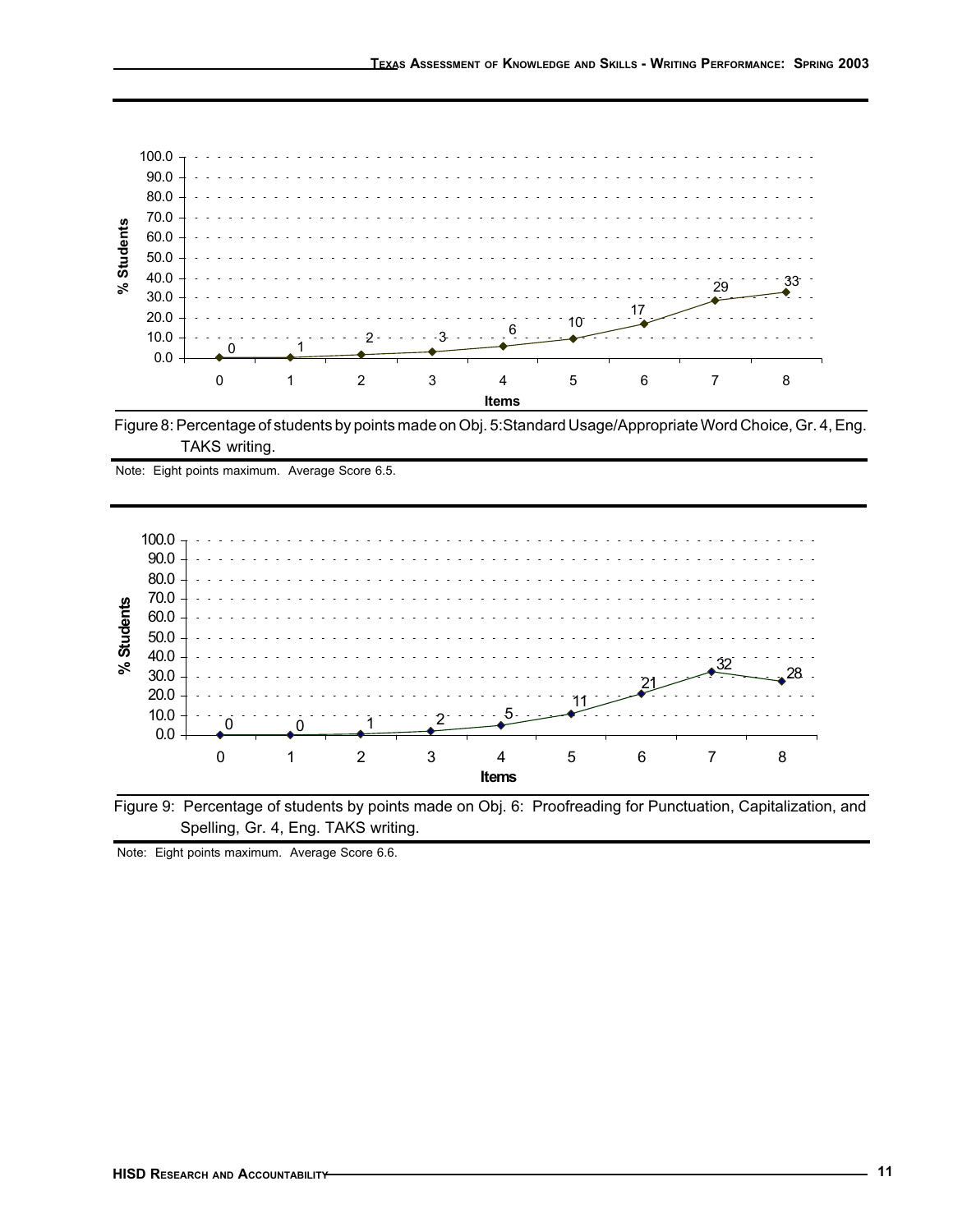Figure 8: Percentage of students by points made on Obj. 5: Standard Usage/Appropriate Word Choice, Gr. 4, Eng. TAKS writing.

Note: Eight points maximum. Average Score 6.5.

Figure 9: Percentage of students by points made on Obj. 6: Proofreading for Punctuation, Capitalization, and Spelling, Gr. 4, Eng. TAKS writing.

Note: Eight points maximum. Average Score 6.6.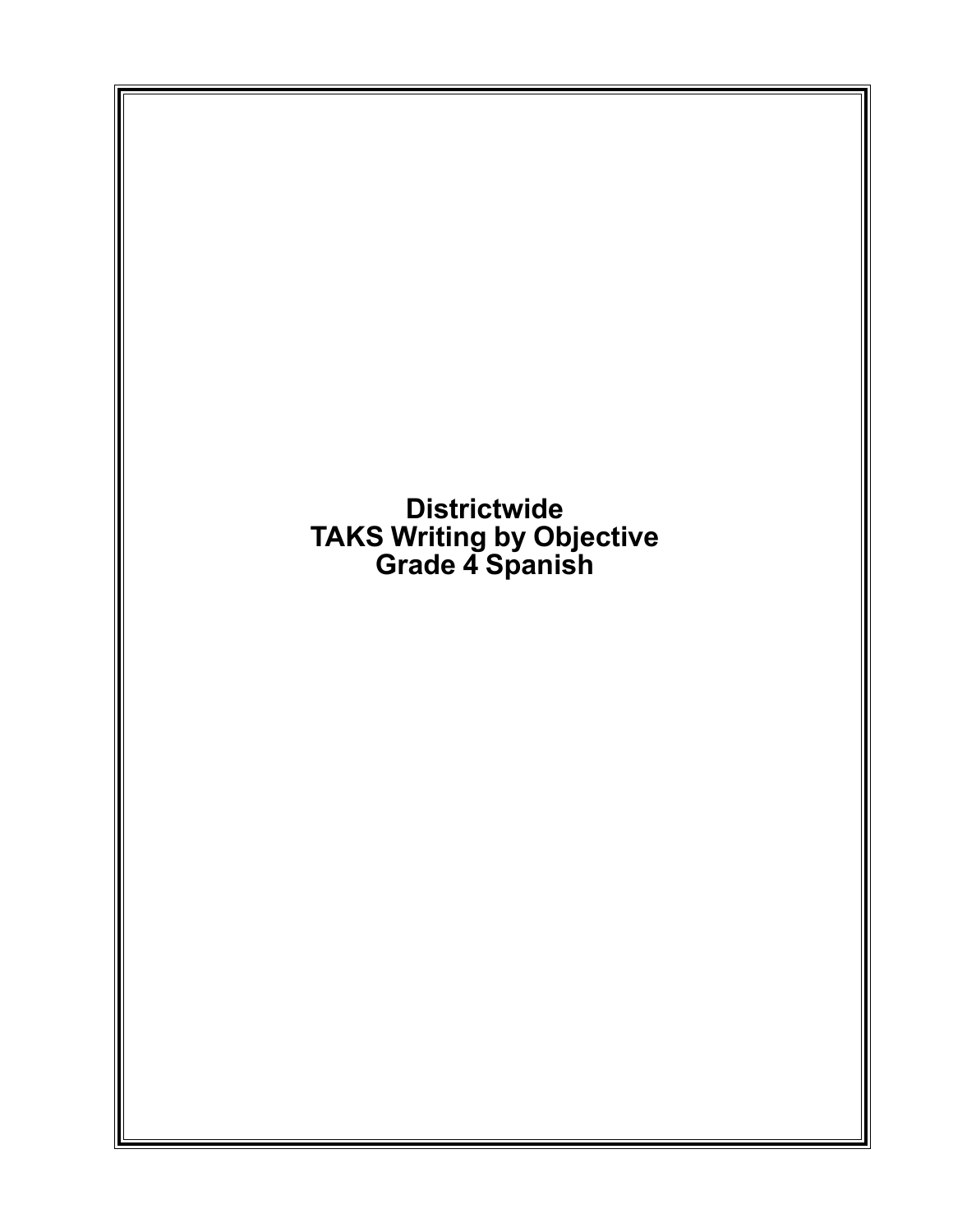# Districtwide
# TAKS Writing by Objective
# Grade 4 Spanish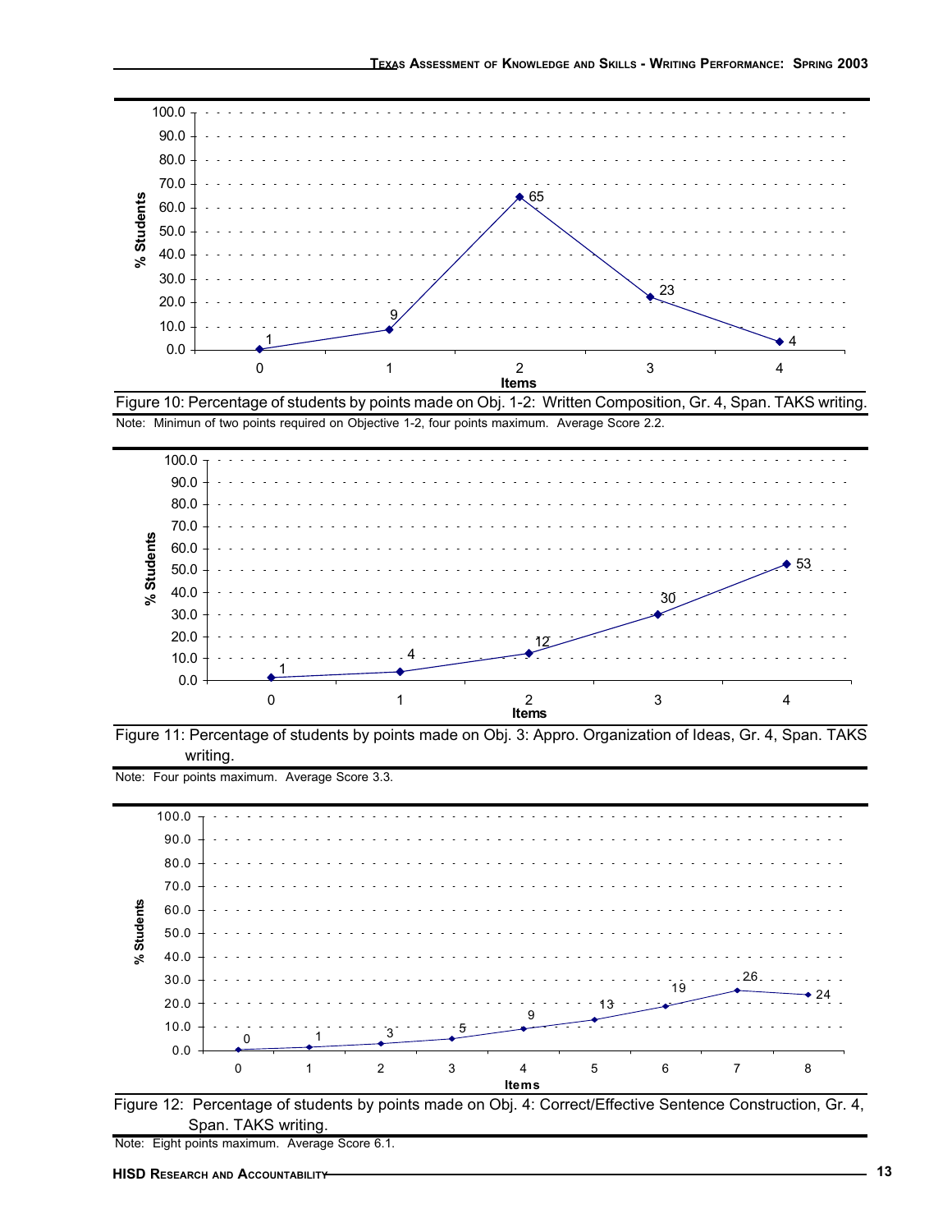| Items | 0 | 1 | 2 | 3 | 4 |
|---|---|---|---|---|---|
| % Students | 1 | 9 | 65 | 23 | 4 |

Figure 10: Percentage of students by points made on Obj. 1-2: Written Composition, Gr. 4, Span. TAKS writing.

Note: Minimun of two points required on Objective 1-2, four points maximum. Average Score 2.2.

| Items | 0 | 1 | 2 | 3 | 4 |
|---|---|---|---|---|---|
| % Students | 1 | 4 | 12 | 30 | 53 |

Figure 11: Percentage of students by points made on Obj. 3: Appro. Organization of Ideas, Gr. 4, Span. TAKS writing.

Note: Four points maximum. Average Score 3.3.

| Items | 0 | 1 | 2 | 3 | 4 | 5 | 6 | 7 | 8 |
|---|---|---|---|---|---|---|---|---|---|
| % Students | 0 | 1 | 3 | 5 | 9 | 13 | 19 | 26 | 24 |

Figure 12: Percentage of students by points made on Obj. 4: Correct/Effective Sentence Construction, Gr. 4, Span. TAKS writing.

Note: Eight points maximum. Average Score 6.1.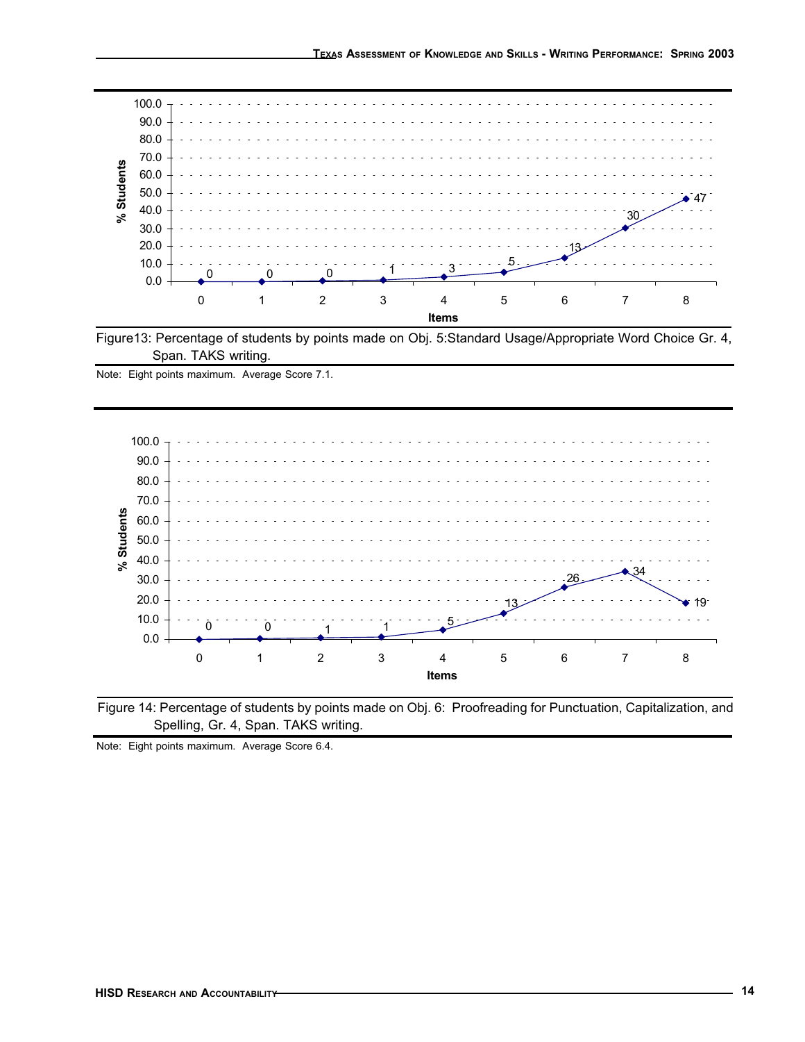| Items | 0 | 1 | 2 | 3 | 4 | 5 | 6 | 7 | 8 |
|---|---|---|---|---|---|---|---|---|---|
| % Students | 0 | 0 | 0 | 1 | 3 | 5 | 13 | 30 | 47 |

Figure13: Percentage of students by points made on Obj. 5:Standard Usage/Appropriate Word Choice Gr. 4, Span. TAKS writing.

Note: Eight points maximum. Average Score 7.1.

| Items | 0 | 1 | 2 | 3 | 4 | 5 | 6 | 7 | 8 |
|---|---|---|---|---|---|---|---|---|---|
| % Students | 0 | 0 | 1 | 1 | 5 | 13 | 26 | 34 | 19 |

Figure 14: Percentage of students by points made on Obj. 6: Proofreading for Punctuation, Capitalization, and Spelling, Gr. 4, Span. TAKS writing.

Note: Eight points maximum. Average Score 6.4.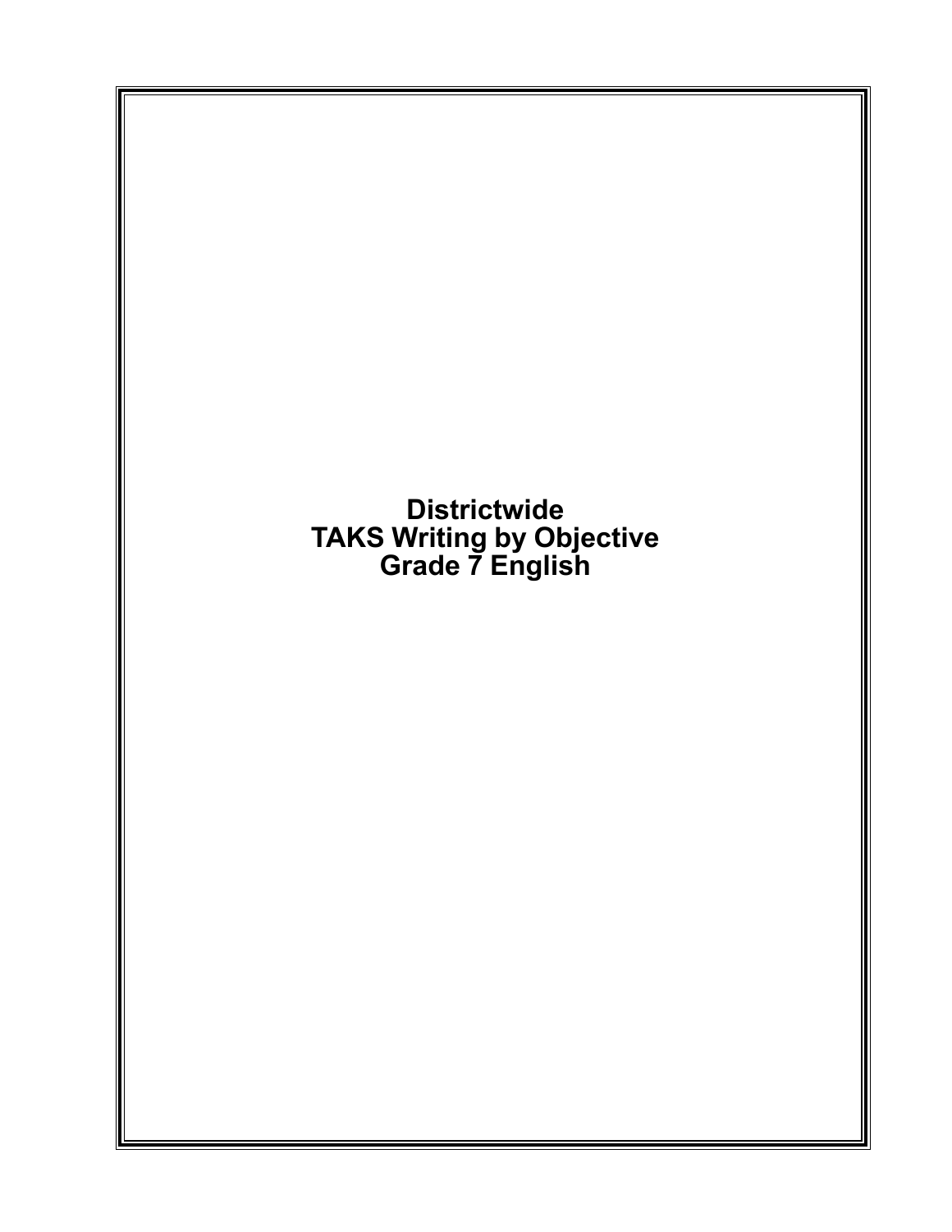# Districtwide
# TAKS Writing by Objective
# Grade 7 English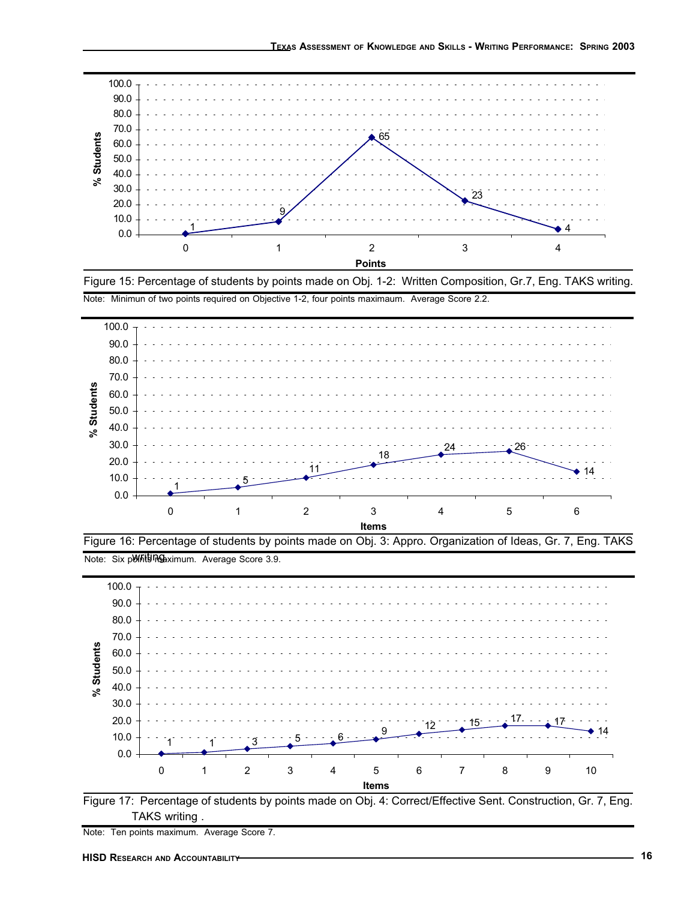| Points | % Students |
|---|---|
| 0 | 1 |
| 1 | 9 |
| 2 | 65 |
| 3 | 23 |
| 4 | 4 |

Figure 15: Percentage of students by points made on Obj. 1-2: Written Composition, Gr.7, Eng. TAKS writing.

Note: Minimun of two points required on Objective 1-2, four points maximaum. Average Score 2.2.

| Items | % Students |
|---|---|
| 0 | 1 |
| 1 | 5 |
| 2 | 11 |
| 3 | 18 |
| 4 | 24 |
| 5 | 26 |
| 6 | 14 |

Figure 16: Percentage of students by points made on Obj. 3: Appro. Organization of Ideas, Gr. 7, Eng. TAKS writing.

Note: Six points maximum. Average Score 3.9.

| Items | % Students |
|---|---|
| 0 | 1 |
| 1 | 1 |
| 2 | 3 |
| 3 | 5 |
| 4 | 6 |
| 5 | 9 |
| 6 | 12 |
| 7 | 15 |
| 8 | 17 |
| 9 | 17 |
| 10 | 14 |

Figure 17: Percentage of students by points made on Obj. 4: Correct/Effective Sent. Construction, Gr. 7, Eng. TAKS writing .

Note: Ten points maximum. Average Score 7.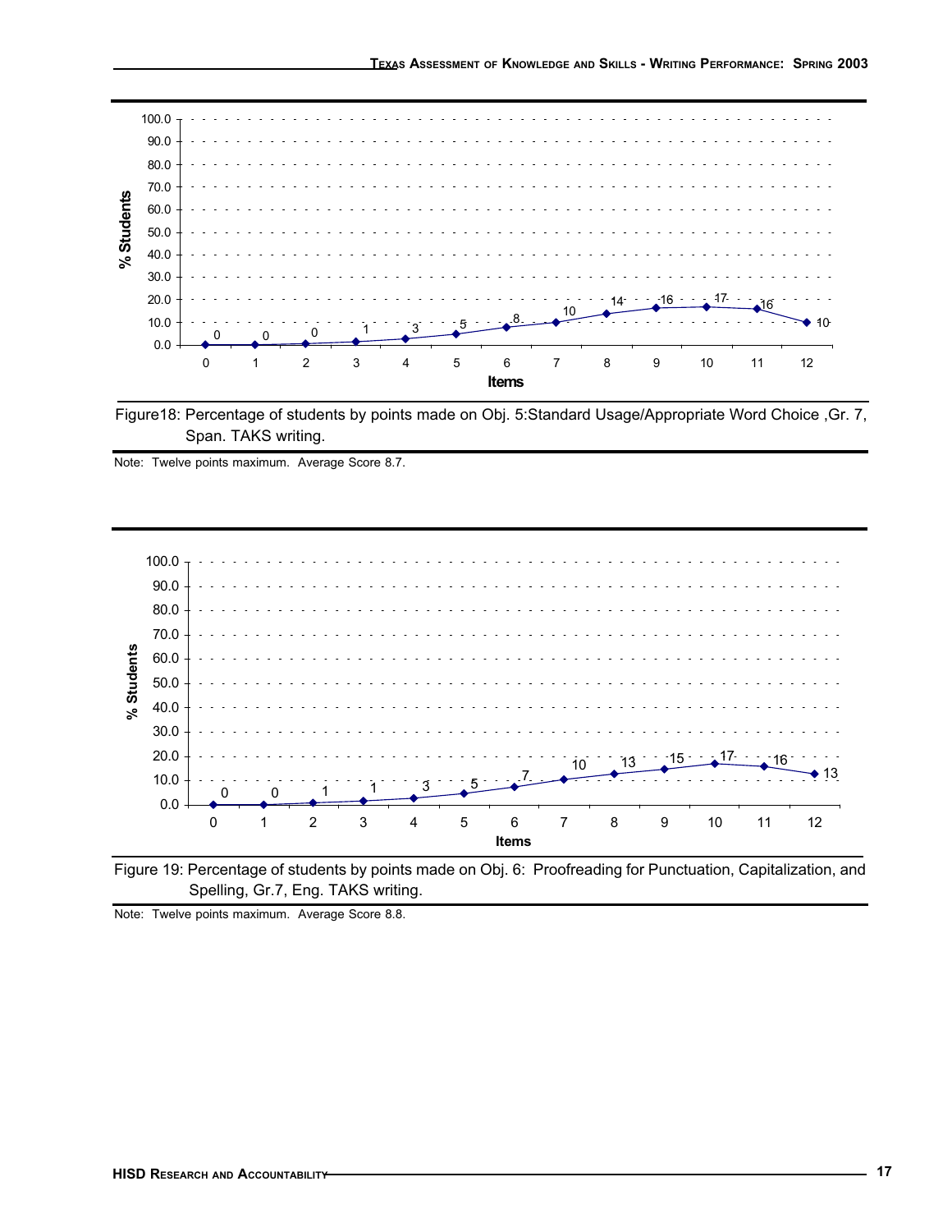| Items | 0 | 1 | 2 | 3 | 4 | 5 | 6 | 7 | 8 | 9 | 10 | 11 | 12 |
|---|---|---|---|---|---|---|---|---|---|---|---|---|---|
| % Students | 0 | 0 | 0 | 1 | 3 | 5 | 8 | 10 | 14 | 16 | 17 | 16 | 10 |

Figure18: Percentage of students by points made on Obj. 5:Standard Usage/Appropriate Word Choice ,Gr. 7, Span. TAKS writing.

Note: Twelve points maximum. Average Score 8.7.

| Items | 0 | 1 | 2 | 3 | 4 | 5 | 6 | 7 | 8 | 9 | 10 | 11 | 12 |
|---|---|---|---|---|---|---|---|---|---|---|---|---|---|
| % Students | 0 | 0 | 1 | 1 | 3 | 5 | 7 | 10 | 13 | 15 | 17 | 16 | 13 |

Figure 19: Percentage of students by points made on Obj. 6: Proofreading for Punctuation, Capitalization, and Spelling, Gr.7, Eng. TAKS writing.

Note: Twelve points maximum. Average Score 8.8.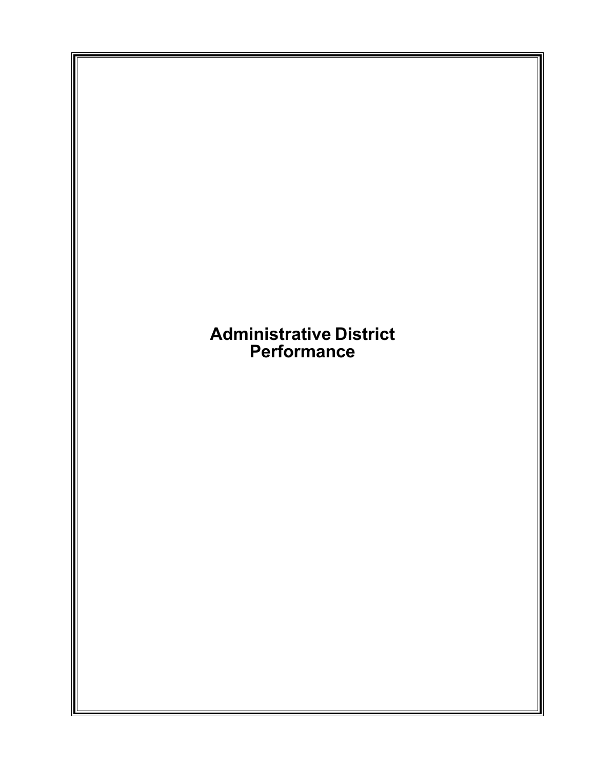# Administrative District Performance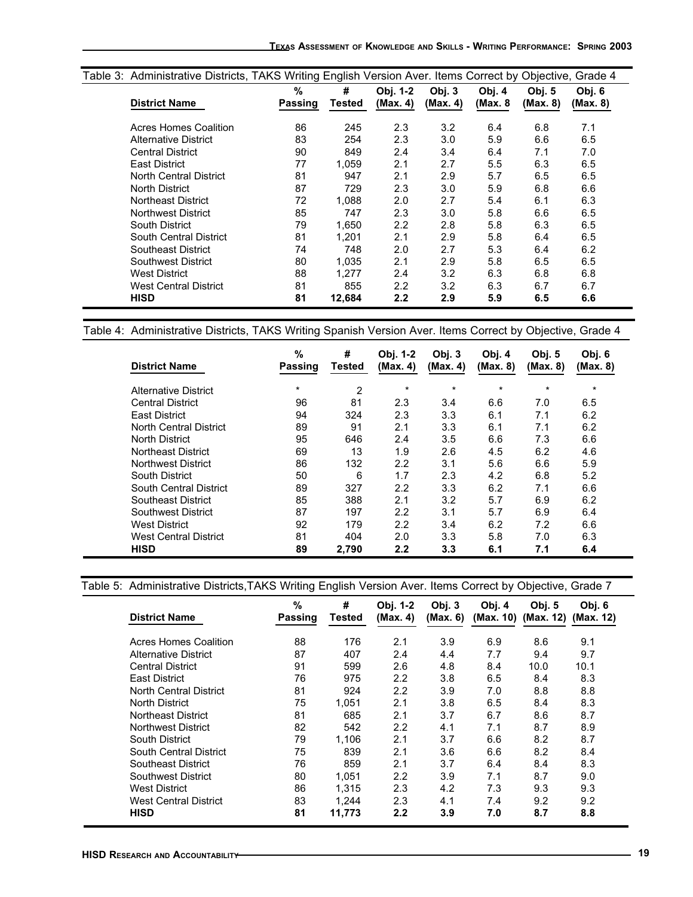Table 3: Administrative Districts, TAKS Writing English Version Aver. Items Correct by Objective, Grade 4

| District Name | % Passing | # Tested | Obj. 1-2 (Max. 4) | Obj. 3 (Max. 4) | Obj. 4 (Max. 8 | Obj. 5 (Max. 8) | Obj. 6 (Max. 8) |
|---|---|---|---|---|---|---|---|
| Acres Homes Coalition | 86 | 245 | 2.3 | 3.2 | 6.4 | 6.8 | 7.1 |
| Alternative District | 83 | 254 | 2.3 | 3.0 | 5.9 | 6.6 | 6.5 |
| Central District | 90 | 849 | 2.4 | 3.4 | 6.4 | 7.1 | 7.0 |
| East District | 77 | 1,059 | 2.1 | 2.7 | 5.5 | 6.3 | 6.5 |
| North Central District | 81 | 947 | 2.1 | 2.9 | 5.7 | 6.5 | 6.5 |
| North District | 87 | 729 | 2.3 | 3.0 | 5.9 | 6.8 | 6.6 |
| Northeast District | 72 | 1,088 | 2.0 | 2.7 | 5.4 | 6.1 | 6.3 |
| Northwest District | 85 | 747 | 2.3 | 3.0 | 5.8 | 6.6 | 6.5 |
| South District | 79 | 1,650 | 2.2 | 2.8 | 5.8 | 6.3 | 6.5 |
| South Central District | 81 | 1,201 | 2.1 | 2.9 | 5.8 | 6.4 | 6.5 |
| Southeast District | 74 | 748 | 2.0 | 2.7 | 5.3 | 6.4 | 6.2 |
| Southwest District | 80 | 1,035 | 2.1 | 2.9 | 5.8 | 6.5 | 6.5 |
| West District | 88 | 1,277 | 2.4 | 3.2 | 6.3 | 6.8 | 6.8 |
| West Central District | 81 | 855 | 2.2 | 3.2 | 6.3 | 6.7 | 6.7 |
| **HISD** | **81** | **12,684** | **2.2** | **2.9** | **5.9** | **6.5** | **6.6** |

Table 4: Administrative Districts, TAKS Writing Spanish Version Aver. Items Correct by Objective, Grade 4

| District Name | % Passing | # Tested | Obj. 1-2 (Max. 4) | Obj. 3 (Max. 4) | Obj. 4 (Max. 8) | Obj. 5 (Max. 8) | Obj. 6 (Max. 8) |
|---|---|---|---|---|---|---|---|
| Alternative District | * | 2 | * | * | * | * | * |
| Central District | 96 | 81 | 2.3 | 3.4 | 6.6 | 7.0 | 6.5 |
| East District | 94 | 324 | 2.3 | 3.3 | 6.1 | 7.1 | 6.2 |
| North Central District | 89 | 91 | 2.1 | 3.3 | 6.1 | 7.1 | 6.2 |
| North District | 95 | 646 | 2.4 | 3.5 | 6.6 | 7.3 | 6.6 |
| Northeast District | 69 | 13 | 1.9 | 2.6 | 4.5 | 6.2 | 4.6 |
| Northwest District | 86 | 132 | 2.2 | 3.1 | 5.6 | 6.6 | 5.9 |
| South District | 50 | 6 | 1.7 | 2.3 | 4.2 | 6.8 | 5.2 |
| South Central District | 89 | 327 | 2.2 | 3.3 | 6.2 | 7.1 | 6.6 |
| Southeast District | 85 | 388 | 2.1 | 3.2 | 5.7 | 6.9 | 6.2 |
| Southwest District | 87 | 197 | 2.2 | 3.1 | 5.7 | 6.9 | 6.4 |
| West District | 92 | 179 | 2.2 | 3.4 | 6.2 | 7.2 | 6.6 |
| West Central District | 81 | 404 | 2.0 | 3.3 | 5.8 | 7.0 | 6.3 |
| **HISD** | **89** | **2,790** | **2.2** | **3.3** | **6.1** | **7.1** | **6.4** |

Table 5: Administrative Districts,TAKS Writing English Version Aver. Items Correct by Objective, Grade 7

| District Name | % Passing | # Tested | Obj. 1-2 (Max. 4) | Obj. 3 (Max. 6) | Obj. 4 (Max. 10) | Obj. 5 (Max. 12) | Obj. 6 (Max. 12) |
|---|---|---|---|---|---|---|---|
| Acres Homes Coalition | 88 | 176 | 2.1 | 3.9 | 6.9 | 8.6 | 9.1 |
| Alternative District | 87 | 407 | 2.4 | 4.4 | 7.7 | 9.4 | 9.7 |
| Central District | 91 | 599 | 2.6 | 4.8 | 8.4 | 10.0 | 10.1 |
| East District | 76 | 975 | 2.2 | 3.8 | 6.5 | 8.4 | 8.3 |
| North Central District | 81 | 924 | 2.2 | 3.9 | 7.0 | 8.8 | 8.8 |
| North District | 75 | 1,051 | 2.1 | 3.8 | 6.5 | 8.4 | 8.3 |
| Northeast District | 81 | 685 | 2.1 | 3.7 | 6.7 | 8.6 | 8.7 |
| Northwest District | 82 | 542 | 2.2 | 4.1 | 7.1 | 8.7 | 8.9 |
| South District | 79 | 1,106 | 2.1 | 3.7 | 6.6 | 8.2 | 8.7 |
| South Central District | 75 | 839 | 2.1 | 3.6 | 6.6 | 8.2 | 8.4 |
| Southeast District | 76 | 859 | 2.1 | 3.7 | 6.4 | 8.4 | 8.3 |
| Southwest District | 80 | 1,051 | 2.2 | 3.9 | 7.1 | 8.7 | 9.0 |
| West District | 86 | 1,315 | 2.3 | 4.2 | 7.3 | 9.3 | 9.3 |
| West Central District | 83 | 1,244 | 2.3 | 4.1 | 7.4 | 9.2 | 9.2 |
| **HISD** | **81** | **11,773** | **2.2** | **3.9** | **7.0** | **8.7** | **8.8** |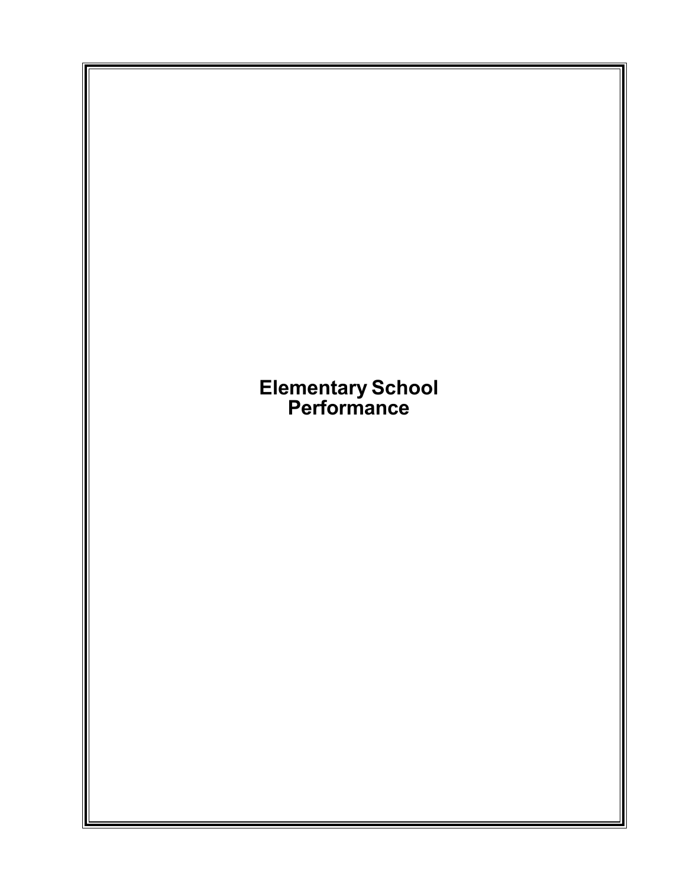# Elementary School Performance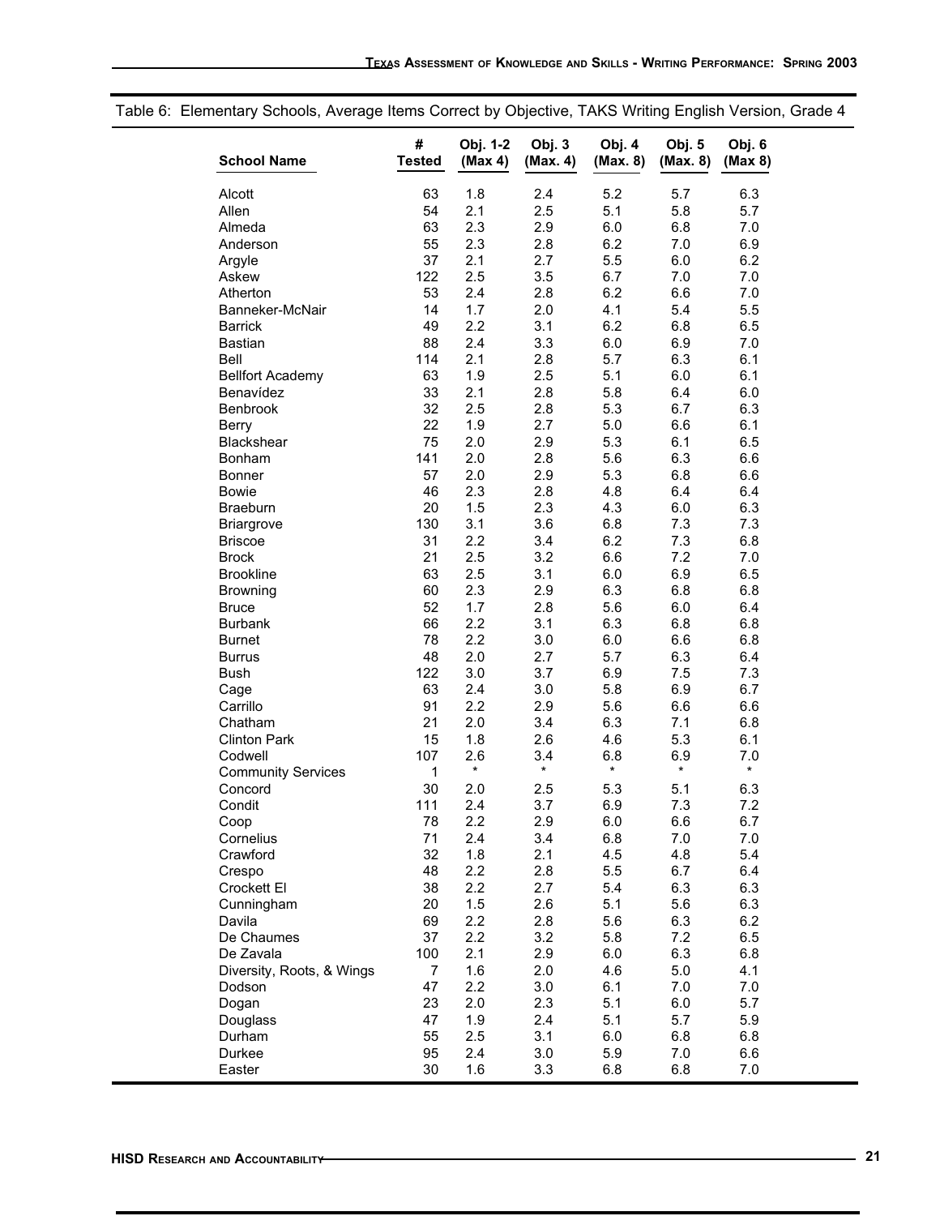Table 6: Elementary Schools, Average Items Correct by Objective, TAKS Writing English Version, Grade 4

| School Name | # Tested | Obj. 1-2 (Max 4) | Obj. 3 (Max. 4) | Obj. 4 (Max. 8) | Obj. 5 (Max. 8) | Obj. 6 (Max 8) |
|---|---|---|---|---|---|---|
| Alcott | 63 | 1.8 | 2.4 | 5.2 | 5.7 | 6.3 |
| Allen | 54 | 2.1 | 2.5 | 5.1 | 5.8 | 5.7 |
| Almeda | 63 | 2.3 | 2.9 | 6.0 | 6.8 | 7.0 |
| Anderson | 55 | 2.3 | 2.8 | 6.2 | 7.0 | 6.9 |
| Argyle | 37 | 2.1 | 2.7 | 5.5 | 6.0 | 6.2 |
| Askew | 122 | 2.5 | 3.5 | 6.7 | 7.0 | 7.0 |
| Atherton | 53 | 2.4 | 2.8 | 6.2 | 6.6 | 7.0 |
| Banneker-McNair | 14 | 1.7 | 2.0 | 4.1 | 5.4 | 5.5 |
| Barrick | 49 | 2.2 | 3.1 | 6.2 | 6.8 | 6.5 |
| Bastian | 88 | 2.4 | 3.3 | 6.0 | 6.9 | 7.0 |
| Bell | 114 | 2.1 | 2.8 | 5.7 | 6.3 | 6.1 |
| Bellfort Academy | 63 | 1.9 | 2.5 | 5.1 | 6.0 | 6.1 |
| Benavídez | 33 | 2.1 | 2.8 | 5.8 | 6.4 | 6.0 |
| Benbrook | 32 | 2.5 | 2.8 | 5.3 | 6.7 | 6.3 |
| Berry | 22 | 1.9 | 2.7 | 5.0 | 6.6 | 6.1 |
| Blackshear | 75 | 2.0 | 2.9 | 5.3 | 6.1 | 6.5 |
| Bonham | 141 | 2.0 | 2.8 | 5.6 | 6.3 | 6.6 |
| Bonner | 57 | 2.0 | 2.9 | 5.3 | 6.8 | 6.6 |
| Bowie | 46 | 2.3 | 2.8 | 4.8 | 6.4 | 6.4 |
| Braeburn | 20 | 1.5 | 2.3 | 4.3 | 6.0 | 6.3 |
| Briargrove | 130 | 3.1 | 3.6 | 6.8 | 7.3 | 7.3 |
| Briscoe | 31 | 2.2 | 3.4 | 6.2 | 7.3 | 6.8 |
| Brock | 21 | 2.5 | 3.2 | 6.6 | 7.2 | 7.0 |
| Brookline | 63 | 2.5 | 3.1 | 6.0 | 6.9 | 6.5 |
| Browning | 60 | 2.3 | 2.9 | 6.3 | 6.8 | 6.8 |
| Bruce | 52 | 1.7 | 2.8 | 5.6 | 6.0 | 6.4 |
| Burbank | 66 | 2.2 | 3.1 | 6.3 | 6.8 | 6.8 |
| Burnet | 78 | 2.2 | 3.0 | 6.0 | 6.6 | 6.8 |
| Burrus | 48 | 2.0 | 2.7 | 5.7 | 6.3 | 6.4 |
| Bush | 122 | 3.0 | 3.7 | 6.9 | 7.5 | 7.3 |
| Cage | 63 | 2.4 | 3.0 | 5.8 | 6.9 | 6.7 |
| Carrillo | 91 | 2.2 | 2.9 | 5.6 | 6.6 | 6.6 |
| Chatham | 21 | 2.0 | 3.4 | 6.3 | 7.1 | 6.8 |
| Clinton Park | 15 | 1.8 | 2.6 | 4.6 | 5.3 | 6.1 |
| Codwell | 107 | 2.6 | 3.4 | 6.8 | 6.9 | 7.0 |
| Community Services | 1 | * | * | * | * | * |
| Concord | 30 | 2.0 | 2.5 | 5.3 | 5.1 | 6.3 |
| Condit | 111 | 2.4 | 3.7 | 6.9 | 7.3 | 7.2 |
| Coop | 78 | 2.2 | 2.9 | 6.0 | 6.6 | 6.7 |
| Cornelius | 71 | 2.4 | 3.4 | 6.8 | 7.0 | 7.0 |
| Crawford | 32 | 1.8 | 2.1 | 4.5 | 4.8 | 5.4 |
| Crespo | 48 | 2.2 | 2.8 | 5.5 | 6.7 | 6.4 |
| Crockett El | 38 | 2.2 | 2.7 | 5.4 | 6.3 | 6.3 |
| Cunningham | 20 | 1.5 | 2.6 | 5.1 | 5.6 | 6.3 |
| Davila | 69 | 2.2 | 2.8 | 5.6 | 6.3 | 6.2 |
| De Chaumes | 37 | 2.2 | 3.2 | 5.8 | 7.2 | 6.5 |
| De Zavala | 100 | 2.1 | 2.9 | 6.0 | 6.3 | 6.8 |
| Diversity, Roots, & Wings | 7 | 1.6 | 2.0 | 4.6 | 5.0 | 4.1 |
| Dodson | 47 | 2.2 | 3.0 | 6.1 | 7.0 | 7.0 |
| Dogan | 23 | 2.0 | 2.3 | 5.1 | 6.0 | 5.7 |
| Douglass | 47 | 1.9 | 2.4 | 5.1 | 5.7 | 5.9 |
| Durham | 55 | 2.5 | 3.1 | 6.0 | 6.8 | 6.8 |
| Durkee | 95 | 2.4 | 3.0 | 5.9 | 7.0 | 6.6 |
| Easter | 30 | 1.6 | 3.3 | 6.8 | 6.8 | 7.0 |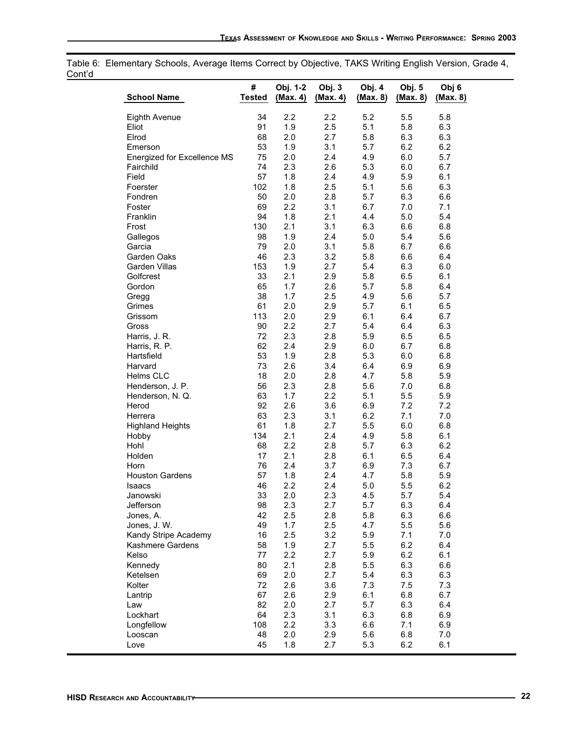Table 6: Elementary Schools, Average Items Correct by Objective, TAKS Writing English Version, Grade 4, Cont'd

| School Name | # Tested | Obj. 1-2 (Max. 4) | Obj. 3 (Max. 4) | Obj. 4 (Max. 8) | Obj. 5 (Max. 8) | Obj 6 (Max. 8) |
|---|---|---|---|---|---|---|
| Eighth Avenue | 34 | 2.2 | 2.2 | 5.2 | 5.5 | 5.8 |
| Eliot | 91 | 1.9 | 2.5 | 5.1 | 5.8 | 6.3 |
| Elrod | 68 | 2.0 | 2.7 | 5.8 | 6.3 | 6.3 |
| Emerson | 53 | 1.9 | 3.1 | 5.7 | 6.2 | 6.2 |
| Energized for Excellence MS | 75 | 2.0 | 2.4 | 4.9 | 6.0 | 5.7 |
| Fairchild | 74 | 2.3 | 2.6 | 5.3 | 6.0 | 6.7 |
| Field | 57 | 1.8 | 2.4 | 4.9 | 5.9 | 6.1 |
| Foerster | 102 | 1.8 | 2.5 | 5.1 | 5.6 | 6.3 |
| Fondren | 50 | 2.0 | 2.8 | 5.7 | 6.3 | 6.6 |
| Foster | 69 | 2.2 | 3.1 | 6.7 | 7.0 | 7.1 |
| Franklin | 94 | 1.8 | 2.1 | 4.4 | 5.0 | 5.4 |
| Frost | 130 | 2.1 | 3.1 | 6.3 | 6.6 | 6.8 |
| Gallegos | 98 | 1.9 | 2.4 | 5.0 | 5.4 | 5.6 |
| Garcia | 79 | 2.0 | 3.1 | 5.8 | 6.7 | 6.6 |
| Garden Oaks | 46 | 2.3 | 3.2 | 5.8 | 6.6 | 6.4 |
| Garden Villas | 153 | 1.9 | 2.7 | 5.4 | 6.3 | 6.0 |
| Golfcrest | 33 | 2.1 | 2.9 | 5.8 | 6.5 | 6.1 |
| Gordon | 65 | 1.7 | 2.6 | 5.7 | 5.8 | 6.4 |
| Gregg | 38 | 1.7 | 2.5 | 4.9 | 5.6 | 5.7 |
| Grimes | 61 | 2.0 | 2.9 | 5.7 | 6.1 | 6.5 |
| Grissom | 113 | 2.0 | 2.9 | 6.1 | 6.4 | 6.7 |
| Gross | 90 | 2.2 | 2.7 | 5.4 | 6.4 | 6.3 |
| Harris, J. R. | 72 | 2.3 | 2.8 | 5.9 | 6.5 | 6.5 |
| Harris, R. P. | 62 | 2.4 | 2.9 | 6.0 | 6.7 | 6.8 |
| Hartsfield | 53 | 1.9 | 2.8 | 5.3 | 6.0 | 6.8 |
| Harvard | 73 | 2.6 | 3.4 | 6.4 | 6.9 | 6.9 |
| Helms CLC | 18 | 2.0 | 2.8 | 4.7 | 5.8 | 5.9 |
| Henderson, J. P. | 56 | 2.3 | 2.8 | 5.6 | 7.0 | 6.8 |
| Henderson, N. Q. | 63 | 1.7 | 2.2 | 5.1 | 5.5 | 5.9 |
| Herod | 92 | 2.6 | 3.6 | 6.9 | 7.2 | 7.2 |
| Herrera | 63 | 2.3 | 3.1 | 6.2 | 7.1 | 7.0 |
| Highland Heights | 61 | 1.8 | 2.7 | 5.5 | 6.0 | 6.8 |
| Hobby | 134 | 2.1 | 2.4 | 4.9 | 5.8 | 6.1 |
| Hohl | 68 | 2.2 | 2.8 | 5.7 | 6.3 | 6.2 |
| Holden | 17 | 2.1 | 2.8 | 6.1 | 6.5 | 6.4 |
| Horn | 76 | 2.4 | 3.7 | 6.9 | 7.3 | 6.7 |
| Houston Gardens | 57 | 1.8 | 2.4 | 4.7 | 5.8 | 5.9 |
| Isaacs | 46 | 2.2 | 2.4 | 5.0 | 5.5 | 6.2 |
| Janowski | 33 | 2.0 | 2.3 | 4.5 | 5.7 | 5.4 |
| Jefferson | 98 | 2.3 | 2.7 | 5.7 | 6.3 | 6.4 |
| Jones, A. | 42 | 2.5 | 2.8 | 5.8 | 6.3 | 6.6 |
| Jones, J. W. | 49 | 1.7 | 2.5 | 4.7 | 5.5 | 5.6 |
| Kandy Stripe Academy | 16 | 2.5 | 3.2 | 5.9 | 7.1 | 7.0 |
| Kashmere Gardens | 58 | 1.9 | 2.7 | 5.5 | 6.2 | 6.4 |
| Kelso | 77 | 2.2 | 2.7 | 5.9 | 6.2 | 6.1 |
| Kennedy | 80 | 2.1 | 2.8 | 5.5 | 6.3 | 6.6 |
| Ketelsen | 69 | 2.0 | 2.7 | 5.4 | 6.3 | 6.3 |
| Kolter | 72 | 2.6 | 3.6 | 7.3 | 7.5 | 7.3 |
| Lantrip | 67 | 2.6 | 2.9 | 6.1 | 6.8 | 6.7 |
| Law | 82 | 2.0 | 2.7 | 5.7 | 6.3 | 6.4 |
| Lockhart | 64 | 2.3 | 3.1 | 6.3 | 6.8 | 6.9 |
| Longfellow | 108 | 2.2 | 3.3 | 6.6 | 7.1 | 6.9 |
| Looscan | 48 | 2.0 | 2.9 | 5.6 | 6.8 | 7.0 |
| Love | 45 | 1.8 | 2.7 | 5.3 | 6.2 | 6.1 |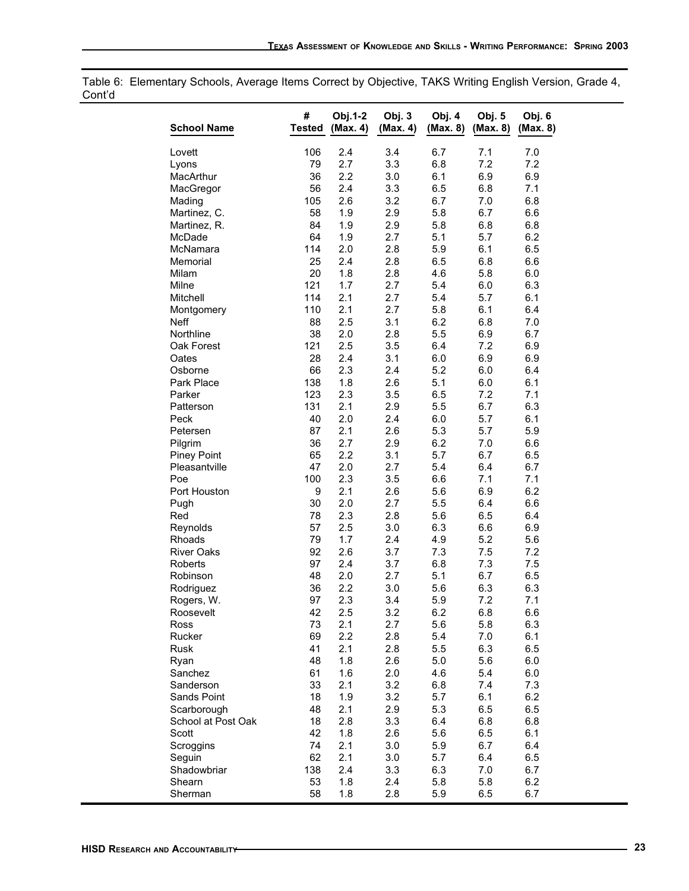Table 6: Elementary Schools, Average Items Correct by Objective, TAKS Writing English Version, Grade 4, Cont'd

| School Name | # Tested | Obj.1-2 (Max. 4) | Obj. 3 (Max. 4) | Obj. 4 (Max. 8) | Obj. 5 (Max. 8) | Obj. 6 (Max. 8) |
|---|---|---|---|---|---|---|
| Lovett | 106 | 2.4 | 3.4 | 6.7 | 7.1 | 7.0 |
| Lyons | 79 | 2.7 | 3.3 | 6.8 | 7.2 | 7.2 |
| MacArthur | 36 | 2.2 | 3.0 | 6.1 | 6.9 | 6.9 |
| MacGregor | 56 | 2.4 | 3.3 | 6.5 | 6.8 | 7.1 |
| Mading | 105 | 2.6 | 3.2 | 6.7 | 7.0 | 6.8 |
| Martinez, C. | 58 | 1.9 | 2.9 | 5.8 | 6.7 | 6.6 |
| Martinez, R. | 84 | 1.9 | 2.9 | 5.8 | 6.8 | 6.8 |
| McDade | 64 | 1.9 | 2.7 | 5.1 | 5.7 | 6.2 |
| McNamara | 114 | 2.0 | 2.8 | 5.9 | 6.1 | 6.5 |
| Memorial | 25 | 2.4 | 2.8 | 6.5 | 6.8 | 6.6 |
| Milam | 20 | 1.8 | 2.8 | 4.6 | 5.8 | 6.0 |
| Milne | 121 | 1.7 | 2.7 | 5.4 | 6.0 | 6.3 |
| Mitchell | 114 | 2.1 | 2.7 | 5.4 | 5.7 | 6.1 |
| Montgomery | 110 | 2.1 | 2.7 | 5.8 | 6.1 | 6.4 |
| Neff | 88 | 2.5 | 3.1 | 6.2 | 6.8 | 7.0 |
| Northline | 38 | 2.0 | 2.8 | 5.5 | 6.9 | 6.7 |
| Oak Forest | 121 | 2.5 | 3.5 | 6.4 | 7.2 | 6.9 |
| Oates | 28 | 2.4 | 3.1 | 6.0 | 6.9 | 6.9 |
| Osborne | 66 | 2.3 | 2.4 | 5.2 | 6.0 | 6.4 |
| Park Place | 138 | 1.8 | 2.6 | 5.1 | 6.0 | 6.1 |
| Parker | 123 | 2.3 | 3.5 | 6.5 | 7.2 | 7.1 |
| Patterson | 131 | 2.1 | 2.9 | 5.5 | 6.7 | 6.3 |
| Peck | 40 | 2.0 | 2.4 | 6.0 | 5.7 | 6.1 |
| Petersen | 87 | 2.1 | 2.6 | 5.3 | 5.7 | 5.9 |
| Pilgrim | 36 | 2.7 | 2.9 | 6.2 | 7.0 | 6.6 |
| Piney Point | 65 | 2.2 | 3.1 | 5.7 | 6.7 | 6.5 |
| Pleasantville | 47 | 2.0 | 2.7 | 5.4 | 6.4 | 6.7 |
| Poe | 100 | 2.3 | 3.5 | 6.6 | 7.1 | 7.1 |
| Port Houston | 9 | 2.1 | 2.6 | 5.6 | 6.9 | 6.2 |
| Pugh | 30 | 2.0 | 2.7 | 5.5 | 6.4 | 6.6 |
| Red | 78 | 2.3 | 2.8 | 5.6 | 6.5 | 6.4 |
| Reynolds | 57 | 2.5 | 3.0 | 6.3 | 6.6 | 6.9 |
| Rhoads | 79 | 1.7 | 2.4 | 4.9 | 5.2 | 5.6 |
| River Oaks | 92 | 2.6 | 3.7 | 7.3 | 7.5 | 7.2 |
| Roberts | 97 | 2.4 | 3.7 | 6.8 | 7.3 | 7.5 |
| Robinson | 48 | 2.0 | 2.7 | 5.1 | 6.7 | 6.5 |
| Rodriguez | 36 | 2.2 | 3.0 | 5.6 | 6.3 | 6.3 |
| Rogers, W. | 97 | 2.3 | 3.4 | 5.9 | 7.2 | 7.1 |
| Roosevelt | 42 | 2.5 | 3.2 | 6.2 | 6.8 | 6.6 |
| Ross | 73 | 2.1 | 2.7 | 5.6 | 5.8 | 6.3 |
| Rucker | 69 | 2.2 | 2.8 | 5.4 | 7.0 | 6.1 |
| Rusk | 41 | 2.1 | 2.8 | 5.5 | 6.3 | 6.5 |
| Ryan | 48 | 1.8 | 2.6 | 5.0 | 5.6 | 6.0 |
| Sanchez | 61 | 1.6 | 2.0 | 4.6 | 5.4 | 6.0 |
| Sanderson | 33 | 2.1 | 3.2 | 6.8 | 7.4 | 7.3 |
| Sands Point | 18 | 1.9 | 3.2 | 5.7 | 6.1 | 6.2 |
| Scarborough | 48 | 2.1 | 2.9 | 5.3 | 6.5 | 6.5 |
| School at Post Oak | 18 | 2.8 | 3.3 | 6.4 | 6.8 | 6.8 |
| Scott | 42 | 1.8 | 2.6 | 5.6 | 6.5 | 6.1 |
| Scroggins | 74 | 2.1 | 3.0 | 5.9 | 6.7 | 6.4 |
| Seguin | 62 | 2.1 | 3.0 | 5.7 | 6.4 | 6.5 |
| Shadowbriar | 138 | 2.4 | 3.3 | 6.3 | 7.0 | 6.7 |
| Shearn | 53 | 1.8 | 2.4 | 5.8 | 5.8 | 6.2 |
| Sherman | 58 | 1.8 | 2.8 | 5.9 | 6.5 | 6.7 |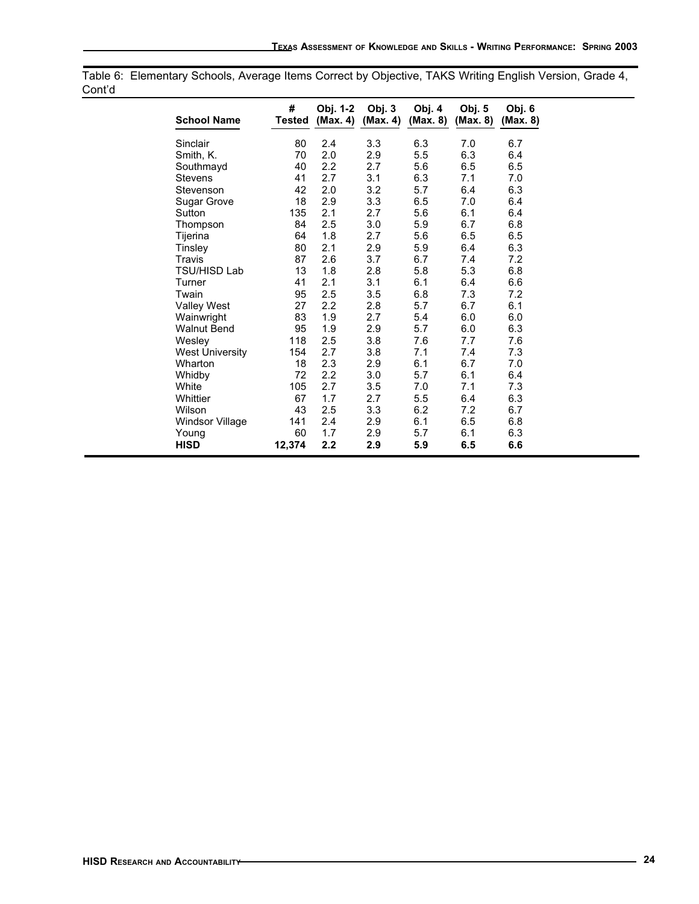Table 6: Elementary Schools, Average Items Correct by Objective, TAKS Writing English Version, Grade 4, Cont'd

| School Name | # Tested | Obj. 1-2 (Max. 4) | Obj. 3 (Max. 4) | Obj. 4 (Max. 8) | Obj. 5 (Max. 8) | Obj. 6 (Max. 8) |
|---|---|---|---|---|---|---|
| Sinclair | 80 | 2.4 | 3.3 | 6.3 | 7.0 | 6.7 |
| Smith, K. | 70 | 2.0 | 2.9 | 5.5 | 6.3 | 6.4 |
| Southmayd | 40 | 2.2 | 2.7 | 5.6 | 6.5 | 6.5 |
| Stevens | 41 | 2.7 | 3.1 | 6.3 | 7.1 | 7.0 |
| Stevenson | 42 | 2.0 | 3.2 | 5.7 | 6.4 | 6.3 |
| Sugar Grove | 18 | 2.9 | 3.3 | 6.5 | 7.0 | 6.4 |
| Sutton | 135 | 2.1 | 2.7 | 5.6 | 6.1 | 6.4 |
| Thompson | 84 | 2.5 | 3.0 | 5.9 | 6.7 | 6.8 |
| Tijerina | 64 | 1.8 | 2.7 | 5.6 | 6.5 | 6.5 |
| Tinsley | 80 | 2.1 | 2.9 | 5.9 | 6.4 | 6.3 |
| Travis | 87 | 2.6 | 3.7 | 6.7 | 7.4 | 7.2 |
| TSU/HISD Lab | 13 | 1.8 | 2.8 | 5.8 | 5.3 | 6.8 |
| Turner | 41 | 2.1 | 3.1 | 6.1 | 6.4 | 6.6 |
| Twain | 95 | 2.5 | 3.5 | 6.8 | 7.3 | 7.2 |
| Valley West | 27 | 2.2 | 2.8 | 5.7 | 6.7 | 6.1 |
| Wainwright | 83 | 1.9 | 2.7 | 5.4 | 6.0 | 6.0 |
| Walnut Bend | 95 | 1.9 | 2.9 | 5.7 | 6.0 | 6.3 |
| Wesley | 118 | 2.5 | 3.8 | 7.6 | 7.7 | 7.6 |
| West University | 154 | 2.7 | 3.8 | 7.1 | 7.4 | 7.3 |
| Wharton | 18 | 2.3 | 2.9 | 6.1 | 6.7 | 7.0 |
| Whidby | 72 | 2.2 | 3.0 | 5.7 | 6.1 | 6.4 |
| White | 105 | 2.7 | 3.5 | 7.0 | 7.1 | 7.3 |
| Whittier | 67 | 1.7 | 2.7 | 5.5 | 6.4 | 6.3 |
| Wilson | 43 | 2.5 | 3.3 | 6.2 | 7.2 | 6.7 |
| Windsor Village | 141 | 2.4 | 2.9 | 6.1 | 6.5 | 6.8 |
| Young | 60 | 1.7 | 2.9 | 5.7 | 6.1 | 6.3 |
| **HISD** | **12,374** | **2.2** | **2.9** | **5.9** | **6.5** | **6.6** |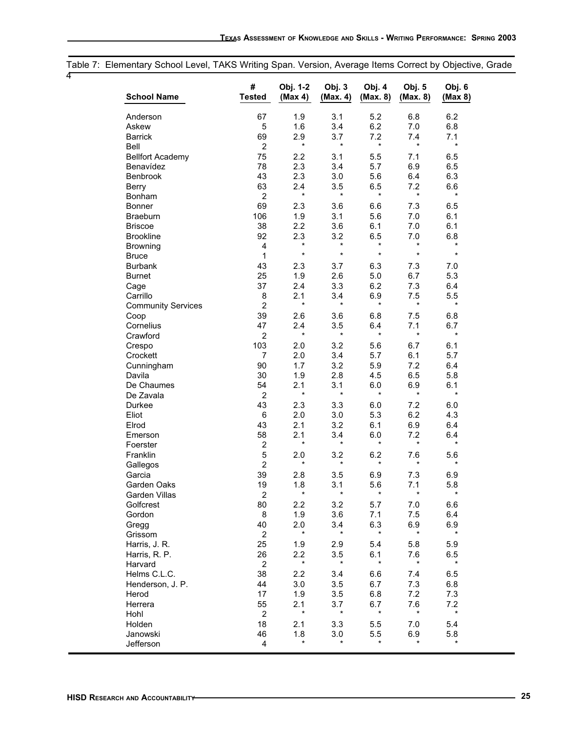Table 7: Elementary School Level, TAKS Writing Span. Version, Average Items Correct by Objective, Grade 4

| School Name | # Tested | Obj. 1-2 (Max 4) | Obj. 3 (Max. 4) | Obj. 4 (Max. 8) | Obj. 5 (Max. 8) | Obj. 6 (Max 8) |
|---|---|---|---|---|---|---|
| Anderson | 67 | 1.9 | 3.1 | 5.2 | 6.8 | 6.2 |
| Askew | 5 | 1.6 | 3.4 | 6.2 | 7.0 | 6.8 |
| Barrick | 69 | 2.9 | 3.7 | 7.2 | 7.4 | 7.1 |
| Bell | 2 | * | * | * | * | * |
| Bellfort Academy | 75 | 2.2 | 3.1 | 5.5 | 7.1 | 6.5 |
| Benavídez | 78 | 2.3 | 3.4 | 5.7 | 6.9 | 6.5 |
| Benbrook | 43 | 2.3 | 3.0 | 5.6 | 6.4 | 6.3 |
| Berry | 63 | 2.4 | 3.5 | 6.5 | 7.2 | 6.6 |
| Bonham | 2 | * | * | * | * | * |
| Bonner | 69 | 2.3 | 3.6 | 6.6 | 7.3 | 6.5 |
| Braeburn | 106 | 1.9 | 3.1 | 5.6 | 7.0 | 6.1 |
| Briscoe | 38 | 2.2 | 3.6 | 6.1 | 7.0 | 6.1 |
| Brookline | 92 | 2.3 | 3.2 | 6.5 | 7.0 | 6.8 |
| Browning | 4 | * | * | * | * | * |
| Bruce | 1 | * | * | * | * | * |
| Burbank | 43 | 2.3 | 3.7 | 6.3 | 7.3 | 7.0 |
| Burnet | 25 | 1.9 | 2.6 | 5.0 | 6.7 | 5.3 |
| Cage | 37 | 2.4 | 3.3 | 6.2 | 7.3 | 6.4 |
| Carrillo | 8 | 2.1 | 3.4 | 6.9 | 7.5 | 5.5 |
| Community Services | 2 | * | * | * | * | * |
| Coop | 39 | 2.6 | 3.6 | 6.8 | 7.5 | 6.8 |
| Cornelius | 47 | 2.4 | 3.5 | 6.4 | 7.1 | 6.7 |
| Crawford | 2 | * | * | * | * | * |
| Crespo | 103 | 2.0 | 3.2 | 5.6 | 6.7 | 6.1 |
| Crockett | 7 | 2.0 | 3.4 | 5.7 | 6.1 | 5.7 |
| Cunningham | 90 | 1.7 | 3.2 | 5.9 | 7.2 | 6.4 |
| Davila | 30 | 1.9 | 2.8 | 4.5 | 6.5 | 5.8 |
| De Chaumes | 54 | 2.1 | 3.1 | 6.0 | 6.9 | 6.1 |
| De Zavala | 2 | * | * | * | * | * |
| Durkee | 43 | 2.3 | 3.3 | 6.0 | 7.2 | 6.0 |
| Eliot | 6 | 2.0 | 3.0 | 5.3 | 6.2 | 4.3 |
| Elrod | 43 | 2.1 | 3.2 | 6.1 | 6.9 | 6.4 |
| Emerson | 58 | 2.1 | 3.4 | 6.0 | 7.2 | 6.4 |
| Foerster | 2 | * | * | * | * | * |
| Franklin | 5 | 2.0 | 3.2 | 6.2 | 7.6 | 5.6 |
| Gallegos | 2 | * | * | * | * | * |
| Garcia | 39 | 2.8 | 3.5 | 6.9 | 7.3 | 6.9 |
| Garden Oaks | 19 | 1.8 | 3.1 | 5.6 | 7.1 | 5.8 |
| Garden Villas | 2 | * | * | * | * | * |
| Golfcrest | 80 | 2.2 | 3.2 | 5.7 | 7.0 | 6.6 |
| Gordon | 8 | 1.9 | 3.6 | 7.1 | 7.5 | 6.4 |
| Gregg | 40 | 2.0 | 3.4 | 6.3 | 6.9 | 6.9 |
| Grissom | 2 | * | * | * | * | * |
| Harris, J. R. | 25 | 1.9 | 2.9 | 5.4 | 5.8 | 5.9 |
| Harris, R. P. | 26 | 2.2 | 3.5 | 6.1 | 7.6 | 6.5 |
| Harvard | 2 | * | * | * | * | * |
| Helms C.L.C. | 38 | 2.2 | 3.4 | 6.6 | 7.4 | 6.5 |
| Henderson, J. P. | 44 | 3.0 | 3.5 | 6.7 | 7.3 | 6.8 |
| Herod | 17 | 1.9 | 3.5 | 6.8 | 7.2 | 7.3 |
| Herrera | 55 | 2.1 | 3.7 | 6.7 | 7.6 | 7.2 |
| Hohl | 2 | * | * | * | * | * |
| Holden | 18 | 2.1 | 3.3 | 5.5 | 7.0 | 5.4 |
| Janowski | 46 | 1.8 | 3.0 | 5.5 | 6.9 | 5.8 |
| Jefferson | 4 | * | * | * | * | * |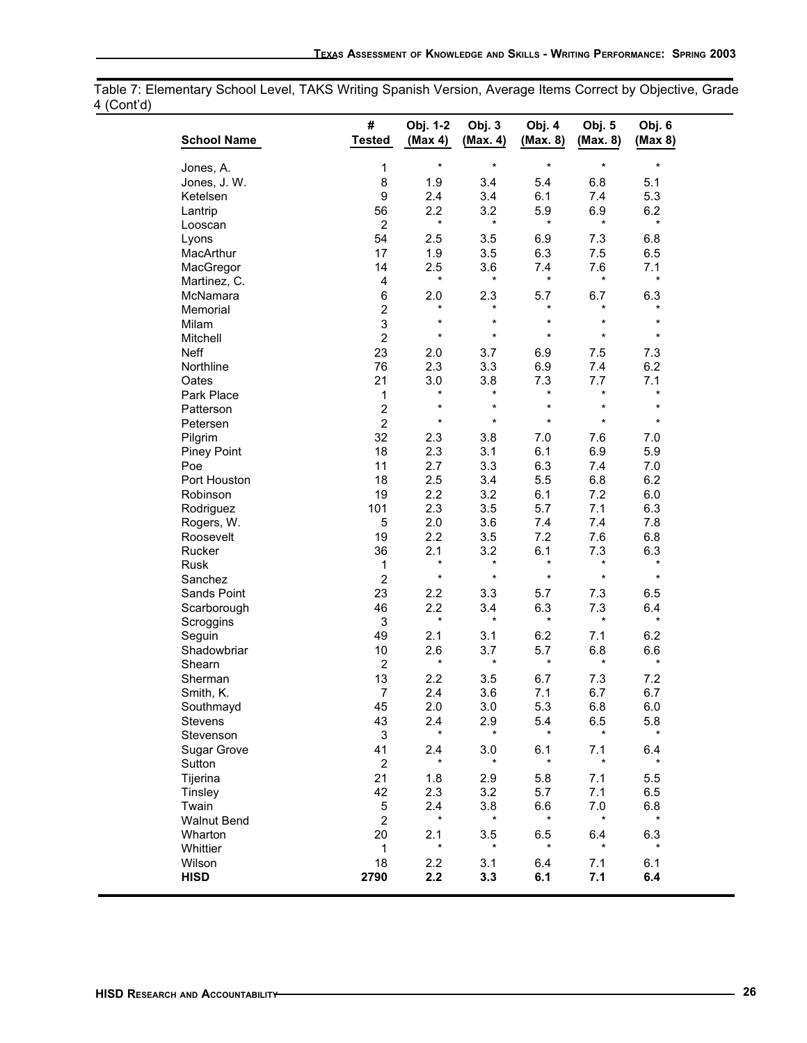Table 7: Elementary School Level, TAKS Writing Spanish Version, Average Items Correct by Objective, Grade 4 (Cont'd)

| School Name | # Tested | Obj. 1-2 (Max 4) | Obj. 3 (Max. 4) | Obj. 4 (Max. 8) | Obj. 5 (Max. 8) | Obj. 6 (Max 8) |
|---|---|---|---|---|---|---|
| Jones, A. | 1 | * | * | * | * | * |
| Jones, J. W. | 8 | 1.9 | 3.4 | 5.4 | 6.8 | 5.1 |
| Ketelsen | 9 | 2.4 | 3.4 | 6.1 | 7.4 | 5.3 |
| Lantrip | 56 | 2.2 | 3.2 | 5.9 | 6.9 | 6.2 |
| Looscan | 2 | * | * | * | * | * |
| Lyons | 54 | 2.5 | 3.5 | 6.9 | 7.3 | 6.8 |
| MacArthur | 17 | 1.9 | 3.5 | 6.3 | 7.5 | 6.5 |
| MacGregor | 14 | 2.5 | 3.6 | 7.4 | 7.6 | 7.1 |
| Martinez, C. | 4 | * | * | * | * | * |
| McNamara | 6 | 2.0 | 2.3 | 5.7 | 6.7 | 6.3 |
| Memorial | 2 | * | * | * | * | * |
| Milam | 3 | * | * | * | * | * |
| Mitchell | 2 | * | * | * | * | * |
| Neff | 23 | 2.0 | 3.7 | 6.9 | 7.5 | 7.3 |
| Northline | 76 | 2.3 | 3.3 | 6.9 | 7.4 | 6.2 |
| Oates | 21 | 3.0 | 3.8 | 7.3 | 7.7 | 7.1 |
| Park Place | 1 | * | * | * | * | * |
| Patterson | 2 | * | * | * | * | * |
| Petersen | 2 | * | * | * | * | * |
| Pilgrim | 32 | 2.3 | 3.8 | 7.0 | 7.6 | 7.0 |
| Piney Point | 18 | 2.3 | 3.1 | 6.1 | 6.9 | 5.9 |
| Poe | 11 | 2.7 | 3.3 | 6.3 | 7.4 | 7.0 |
| Port Houston | 18 | 2.5 | 3.4 | 5.5 | 6.8 | 6.2 |
| Robinson | 19 | 2.2 | 3.2 | 6.1 | 7.2 | 6.0 |
| Rodriguez | 101 | 2.3 | 3.5 | 5.7 | 7.1 | 6.3 |
| Rogers, W. | 5 | 2.0 | 3.6 | 7.4 | 7.4 | 7.8 |
| Roosevelt | 19 | 2.2 | 3.5 | 7.2 | 7.6 | 6.8 |
| Rucker | 36 | 2.1 | 3.2 | 6.1 | 7.3 | 6.3 |
| Rusk | 1 | * | * | * | * | * |
| Sanchez | 2 | * | * | * | * | * |
| Sands Point | 23 | 2.2 | 3.3 | 5.7 | 7.3 | 6.5 |
| Scarborough | 46 | 2.2 | 3.4 | 6.3 | 7.3 | 6.4 |
| Scroggins | 3 | * | * | * | * | * |
| Seguin | 49 | 2.1 | 3.1 | 6.2 | 7.1 | 6.2 |
| Shadowbriar | 10 | 2.6 | 3.7 | 5.7 | 6.8 | 6.6 |
| Shearn | 2 | * | * | * | * | * |
| Sherman | 13 | 2.2 | 3.5 | 6.7 | 7.3 | 7.2 |
| Smith, K. | 7 | 2.4 | 3.6 | 7.1 | 6.7 | 6.7 |
| Southmayd | 45 | 2.0 | 3.0 | 5.3 | 6.8 | 6.0 |
| Stevens | 43 | 2.4 | 2.9 | 5.4 | 6.5 | 5.8 |
| Stevenson | 3 | * | * | * | * | * |
| Sugar Grove | 41 | 2.4 | 3.0 | 6.1 | 7.1 | 6.4 |
| Sutton | 2 | * | * | * | * | * |
| Tijerina | 21 | 1.8 | 2.9 | 5.8 | 7.1 | 5.5 |
| Tinsley | 42 | 2.3 | 3.2 | 5.7 | 7.1 | 6.5 |
| Twain | 5 | 2.4 | 3.8 | 6.6 | 7.0 | 6.8 |
| Walnut Bend | 2 | * | * | * | * | * |
| Wharton | 20 | 2.1 | 3.5 | 6.5 | 6.4 | 6.3 |
| Whittier | 1 | * | * | * | * | * |
| Wilson | 18 | 2.2 | 3.1 | 6.4 | 7.1 | 6.1 |
| **HISD** | **2790** | **2.2** | **3.3** | **6.1** | **7.1** | **6.4** |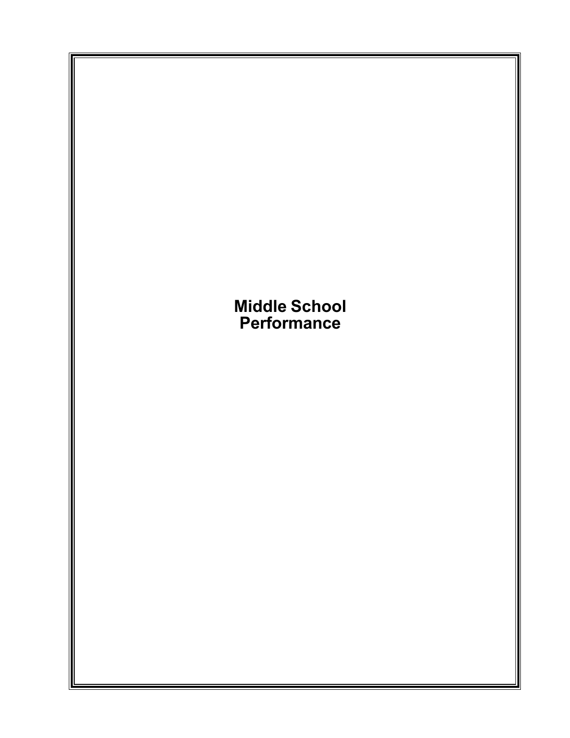# Middle School Performance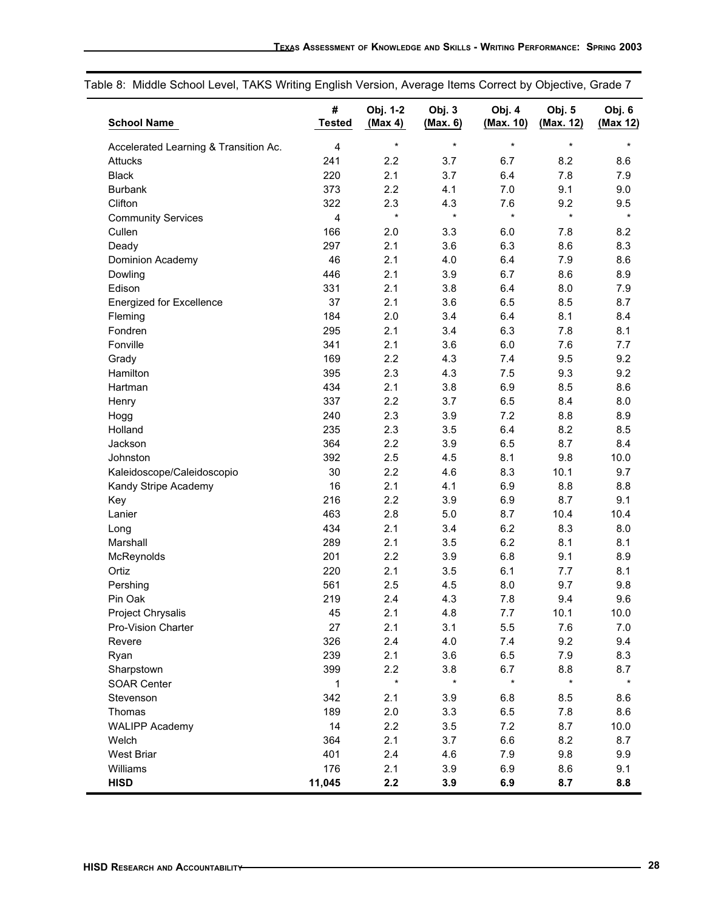Table 8: Middle School Level, TAKS Writing English Version, Average Items Correct by Objective, Grade 7

| School Name | # Tested | Obj. 1-2 (Max 4) | Obj. 3 (Max. 6) | Obj. 4 (Max. 10) | Obj. 5 (Max. 12) | Obj. 6 (Max 12) |
|---|---|---|---|---|---|---|
| Accelerated Learning & Transition Ac. | 4 | * | * | * | * | * |
| Attucks | 241 | 2.2 | 3.7 | 6.7 | 8.2 | 8.6 |
| Black | 220 | 2.1 | 3.7 | 6.4 | 7.8 | 7.9 |
| Burbank | 373 | 2.2 | 4.1 | 7.0 | 9.1 | 9.0 |
| Clifton | 322 | 2.3 | 4.3 | 7.6 | 9.2 | 9.5 |
| Community Services | 4 | * | * | * | * | * |
| Cullen | 166 | 2.0 | 3.3 | 6.0 | 7.8 | 8.2 |
| Deady | 297 | 2.1 | 3.6 | 6.3 | 8.6 | 8.3 |
| Dominion Academy | 46 | 2.1 | 4.0 | 6.4 | 7.9 | 8.6 |
| Dowling | 446 | 2.1 | 3.9 | 6.7 | 8.6 | 8.9 |
| Edison | 331 | 2.1 | 3.8 | 6.4 | 8.0 | 7.9 |
| Energized for Excellence | 37 | 2.1 | 3.6 | 6.5 | 8.5 | 8.7 |
| Fleming | 184 | 2.0 | 3.4 | 6.4 | 8.1 | 8.4 |
| Fondren | 295 | 2.1 | 3.4 | 6.3 | 7.8 | 8.1 |
| Fonville | 341 | 2.1 | 3.6 | 6.0 | 7.6 | 7.7 |
| Grady | 169 | 2.2 | 4.3 | 7.4 | 9.5 | 9.2 |
| Hamilton | 395 | 2.3 | 4.3 | 7.5 | 9.3 | 9.2 |
| Hartman | 434 | 2.1 | 3.8 | 6.9 | 8.5 | 8.6 |
| Henry | 337 | 2.2 | 3.7 | 6.5 | 8.4 | 8.0 |
| Hogg | 240 | 2.3 | 3.9 | 7.2 | 8.8 | 8.9 |
| Holland | 235 | 2.3 | 3.5 | 6.4 | 8.2 | 8.5 |
| Jackson | 364 | 2.2 | 3.9 | 6.5 | 8.7 | 8.4 |
| Johnston | 392 | 2.5 | 4.5 | 8.1 | 9.8 | 10.0 |
| Kaleidoscope/Caleidoscopio | 30 | 2.2 | 4.6 | 8.3 | 10.1 | 9.7 |
| Kandy Stripe Academy | 16 | 2.1 | 4.1 | 6.9 | 8.8 | 8.8 |
| Key | 216 | 2.2 | 3.9 | 6.9 | 8.7 | 9.1 |
| Lanier | 463 | 2.8 | 5.0 | 8.7 | 10.4 | 10.4 |
| Long | 434 | 2.1 | 3.4 | 6.2 | 8.3 | 8.0 |
| Marshall | 289 | 2.1 | 3.5 | 6.2 | 8.1 | 8.1 |
| McReynolds | 201 | 2.2 | 3.9 | 6.8 | 9.1 | 8.9 |
| Ortiz | 220 | 2.1 | 3.5 | 6.1 | 7.7 | 8.1 |
| Pershing | 561 | 2.5 | 4.5 | 8.0 | 9.7 | 9.8 |
| Pin Oak | 219 | 2.4 | 4.3 | 7.8 | 9.4 | 9.6 |
| Project Chrysalis | 45 | 2.1 | 4.8 | 7.7 | 10.1 | 10.0 |
| Pro-Vision Charter | 27 | 2.1 | 3.1 | 5.5 | 7.6 | 7.0 |
| Revere | 326 | 2.4 | 4.0 | 7.4 | 9.2 | 9.4 |
| Ryan | 239 | 2.1 | 3.6 | 6.5 | 7.9 | 8.3 |
| Sharpstown | 399 | 2.2 | 3.8 | 6.7 | 8.8 | 8.7 |
| SOAR Center | 1 | * | * | * | * | * |
| Stevenson | 342 | 2.1 | 3.9 | 6.8 | 8.5 | 8.6 |
| Thomas | 189 | 2.0 | 3.3 | 6.5 | 7.8 | 8.6 |
| WALIPP Academy | 14 | 2.2 | 3.5 | 7.2 | 8.7 | 10.0 |
| Welch | 364 | 2.1 | 3.7 | 6.6 | 8.2 | 8.7 |
| West Briar | 401 | 2.4 | 4.6 | 7.9 | 9.8 | 9.9 |
| Williams | 176 | 2.1 | 3.9 | 6.9 | 8.6 | 9.1 |
| **HISD** | **11,045** | **2.2** | **3.9** | **6.9** | **8.7** | **8.8** |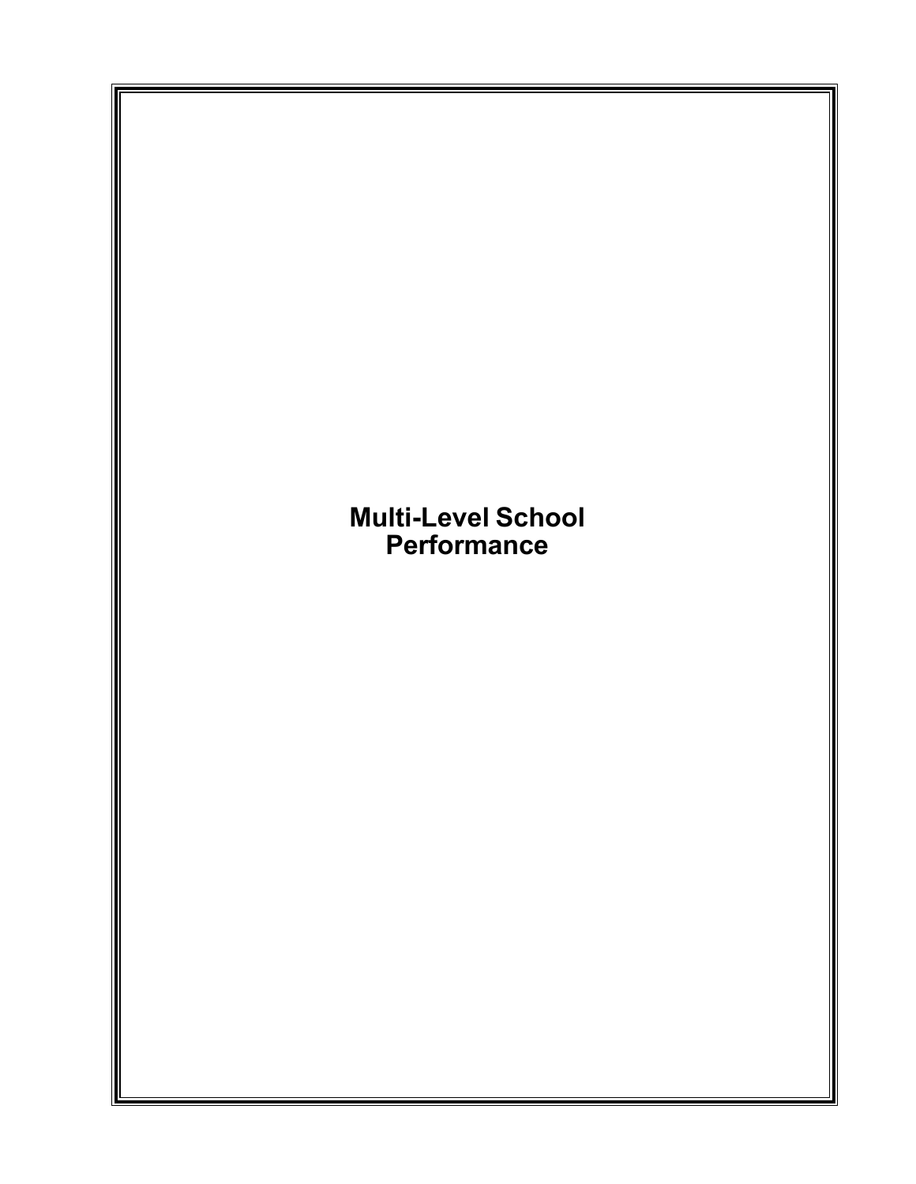# Multi-Level School Performance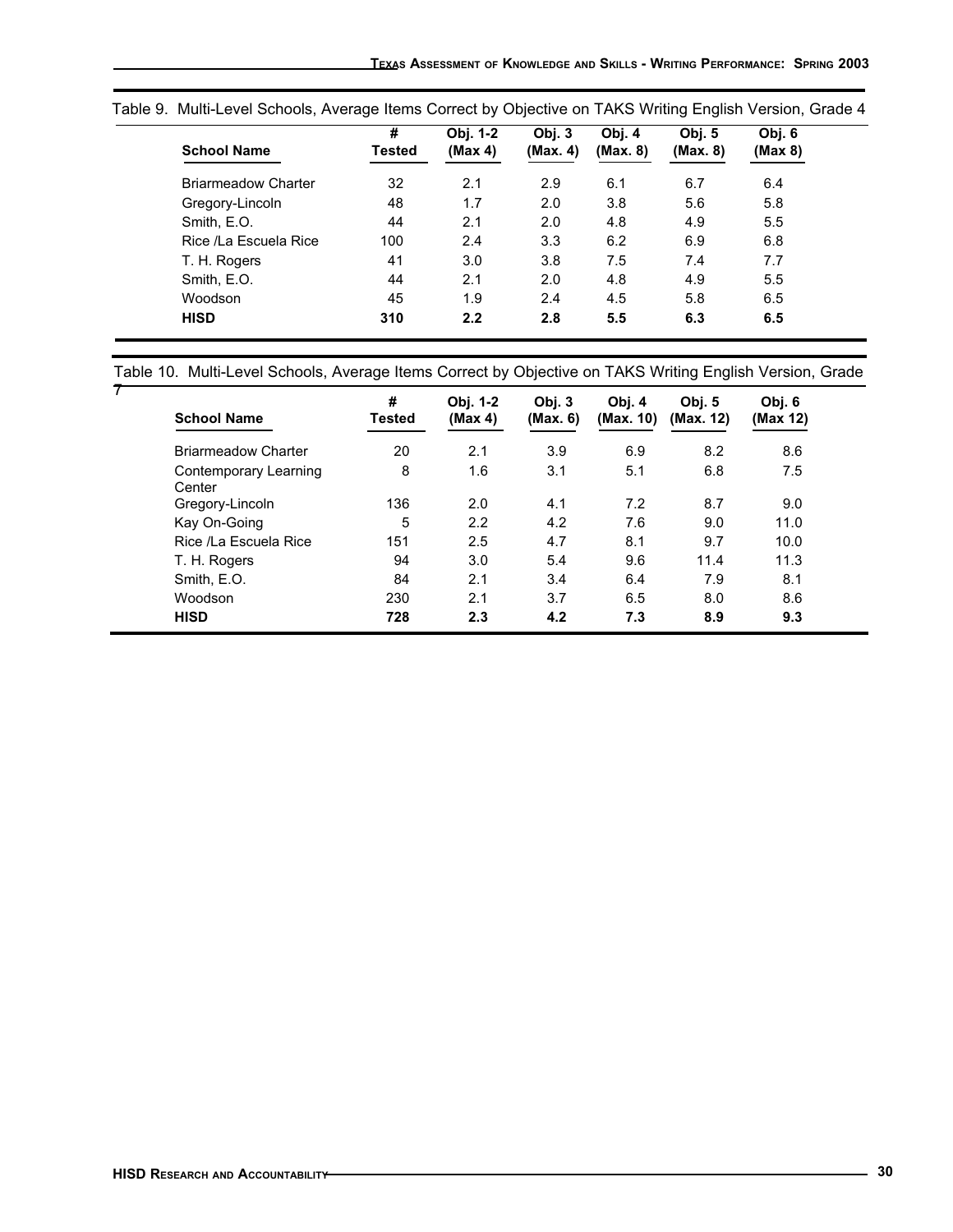Table 9. Multi-Level Schools, Average Items Correct by Objective on TAKS Writing English Version, Grade 4

| School Name | # Tested | Obj. 1-2 (Max 4) | Obj. 3 (Max. 4) | Obj. 4 (Max. 8) | Obj. 5 (Max. 8) | Obj. 6 (Max 8) |
|---|---|---|---|---|---|---|
| Briarmeadow Charter | 32 | 2.1 | 2.9 | 6.1 | 6.7 | 6.4 |
| Gregory-Lincoln | 48 | 1.7 | 2.0 | 3.8 | 5.6 | 5.8 |
| Smith, E.O. | 44 | 2.1 | 2.0 | 4.8 | 4.9 | 5.5 |
| Rice /La Escuela Rice | 100 | 2.4 | 3.3 | 6.2 | 6.9 | 6.8 |
| T. H. Rogers | 41 | 3.0 | 3.8 | 7.5 | 7.4 | 7.7 |
| Smith, E.O. | 44 | 2.1 | 2.0 | 4.8 | 4.9 | 5.5 |
| Woodson | 45 | 1.9 | 2.4 | 4.5 | 5.8 | 6.5 |
| **HISD** | **310** | **2.2** | **2.8** | **5.5** | **6.3** | **6.5** |

Table 10. Multi-Level Schools, Average Items Correct by Objective on TAKS Writing English Version, Grade 7

| School Name | # Tested | Obj. 1-2 (Max 4) | Obj. 3 (Max. 6) | Obj. 4 (Max. 10) | Obj. 5 (Max. 12) | Obj. 6 (Max 12) |
|---|---|---|---|---|---|---|
| Briarmeadow Charter | 20 | 2.1 | 3.9 | 6.9 | 8.2 | 8.6 |
| Contemporary Learning Center | 8 | 1.6 | 3.1 | 5.1 | 6.8 | 7.5 |
| Gregory-Lincoln | 136 | 2.0 | 4.1 | 7.2 | 8.7 | 9.0 |
| Kay On-Going | 5 | 2.2 | 4.2 | 7.6 | 9.0 | 11.0 |
| Rice /La Escuela Rice | 151 | 2.5 | 4.7 | 8.1 | 9.7 | 10.0 |
| T. H. Rogers | 94 | 3.0 | 5.4 | 9.6 | 11.4 | 11.3 |
| Smith, E.O. | 84 | 2.1 | 3.4 | 6.4 | 7.9 | 8.1 |
| Woodson | 230 | 2.1 | 3.7 | 6.5 | 8.0 | 8.6 |
| **HISD** | **728** | **2.3** | **4.2** | **7.3** | **8.9** | **9.3** |